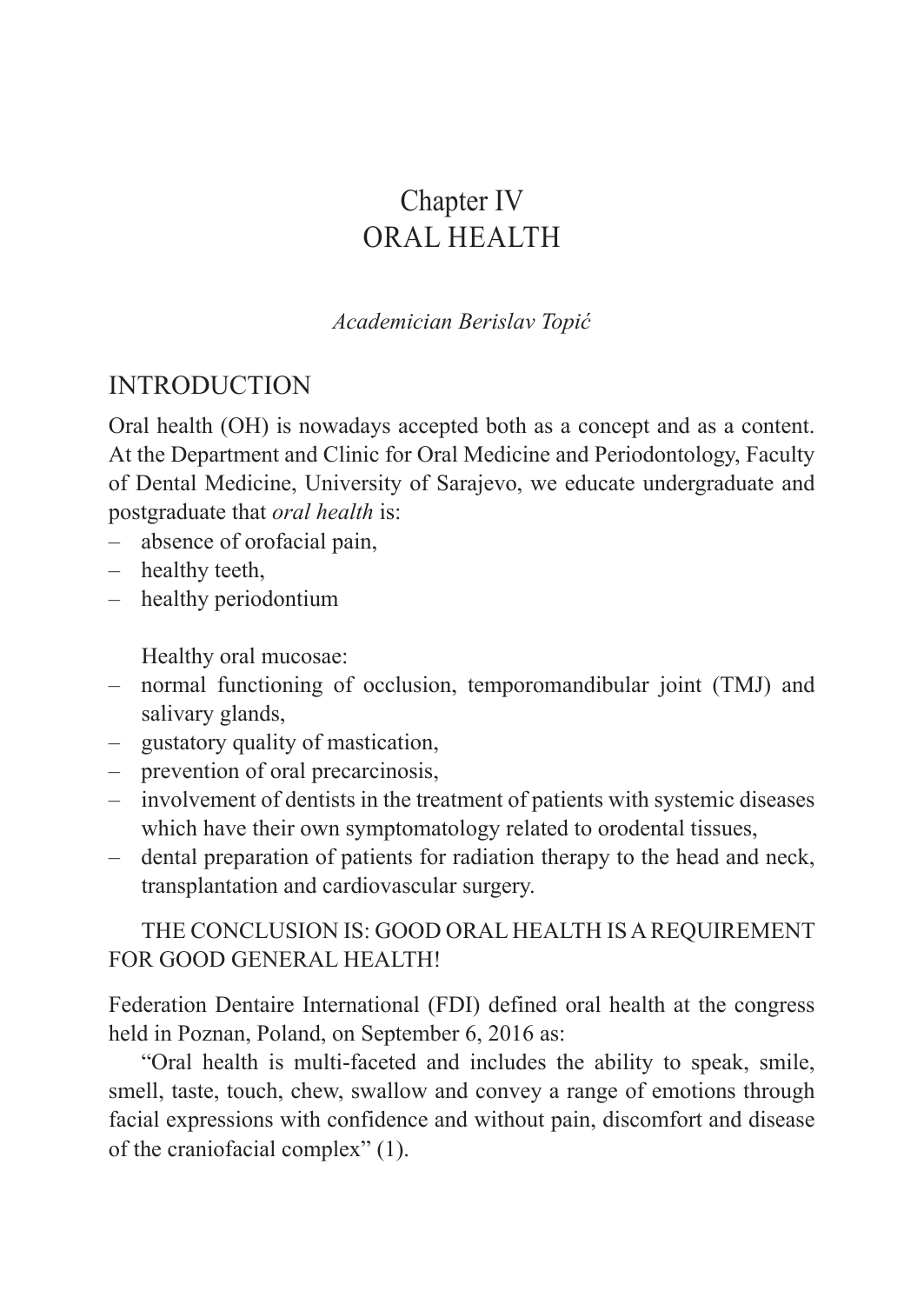# Chapter IV
# ORAL HEALTH

*Academician Berislav Topić*

## INTRODUCTION

Oral health (OH) is nowadays accepted both as a concept and as a content. At the Department and Clinic for Oral Medicine and Periodontology, Faculty of Dental Medicine, University of Sarajevo, we educate undergraduate and postgraduate that *oral health* is:

- absence of orofacial pain,
- healthy teeth,
- healthy periodontium

Healthy oral mucosae:

- normal functioning of occlusion, temporomandibular joint (TMJ) and salivary glands,
- gustatory quality of mastication,
- prevention of oral precarcinosis,
- involvement of dentists in the treatment of patients with systemic diseases which have their own symptomatology related to orodental tissues,
- dental preparation of patients for radiation therapy to the head and neck, transplantation and cardiovascular surgery.

THE CONCLUSION IS: GOOD ORAL HEALTH IS A REQUIREMENT FOR GOOD GENERAL HEALTH!

Federation Dentaire International (FDI) defined oral health at the congress held in Poznan, Poland, on September 6, 2016 as:

"Oral health is multi-faceted and includes the ability to speak, smile, smell, taste, touch, chew, swallow and convey a range of emotions through facial expressions with confidence and without pain, discomfort and disease of the craniofacial complex" (1).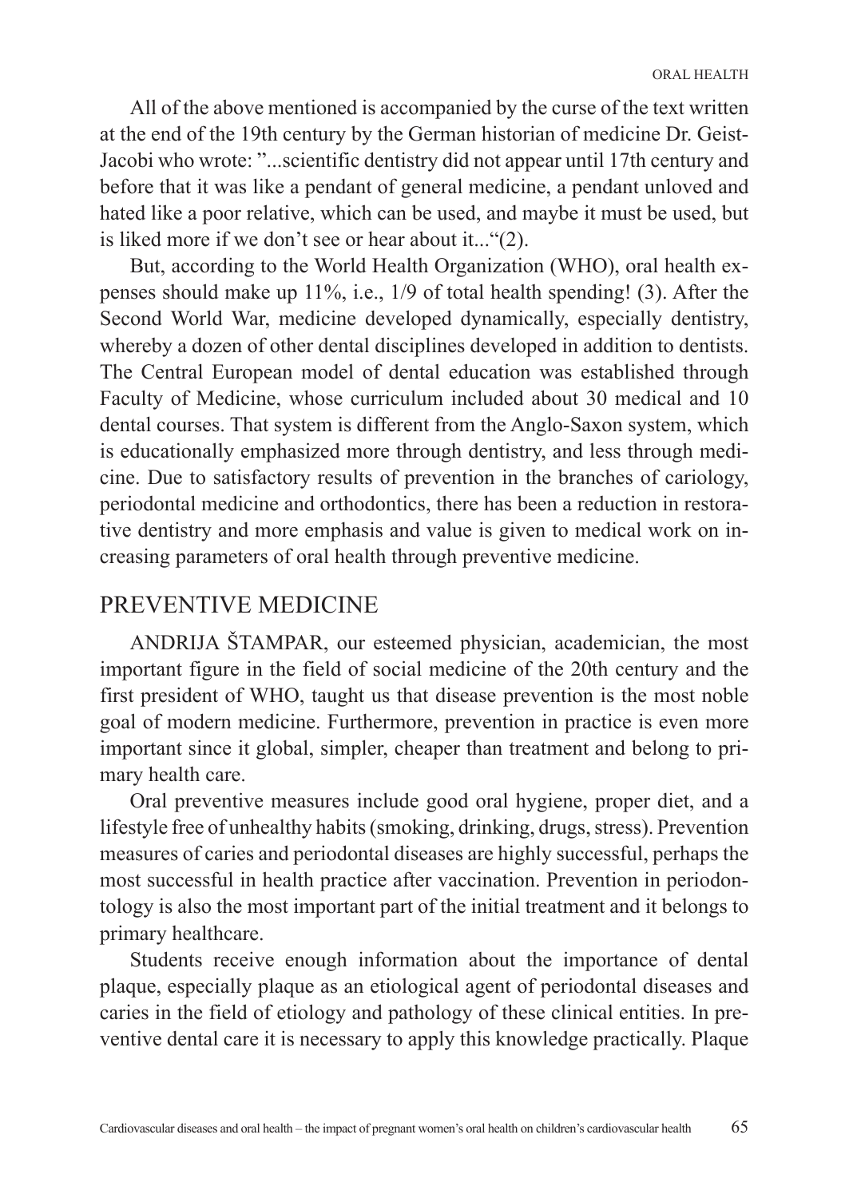All of the above mentioned is accompanied by the curse of the text written at the end of the 19th century by the German historian of medicine Dr. Geist-Jacobi who wrote: "...scientific dentistry did not appear until 17th century and before that it was like a pendant of general medicine, a pendant unloved and hated like a poor relative, which can be used, and maybe it must be used, but is liked more if we don't see or hear about it..."(2).

But, according to the World Health Organization (WHO), oral health expenses should make up 11%, i.e., 1/9 of total health spending! (3). After the Second World War, medicine developed dynamically, especially dentistry, whereby a dozen of other dental disciplines developed in addition to dentists. The Central European model of dental education was established through Faculty of Medicine, whose curriculum included about 30 medical and 10 dental courses. That system is different from the Anglo-Saxon system, which is educationally emphasized more through dentistry, and less through medicine. Due to satisfactory results of prevention in the branches of cariology, periodontal medicine and orthodontics, there has been a reduction in restorative dentistry and more emphasis and value is given to medical work on increasing parameters of oral health through preventive medicine.

## PREVENTIVE MEDICINE

ANDRIJA ŠTAMPAR, our esteemed physician, academician, the most important figure in the field of social medicine of the 20th century and the first president of WHO, taught us that disease prevention is the most noble goal of modern medicine. Furthermore, prevention in practice is even more important since it global, simpler, cheaper than treatment and belong to primary health care.

Oral preventive measures include good oral hygiene, proper diet, and a lifestyle free of unhealthy habits (smoking, drinking, drugs, stress). Prevention measures of caries and periodontal diseases are highly successful, perhaps the most successful in health practice after vaccination. Prevention in periodontology is also the most important part of the initial treatment and it belongs to primary healthcare.

Students receive enough information about the importance of dental plaque, especially plaque as an etiological agent of periodontal diseases and caries in the field of etiology and pathology of these clinical entities. In preventive dental care it is necessary to apply this knowledge practically. Plaque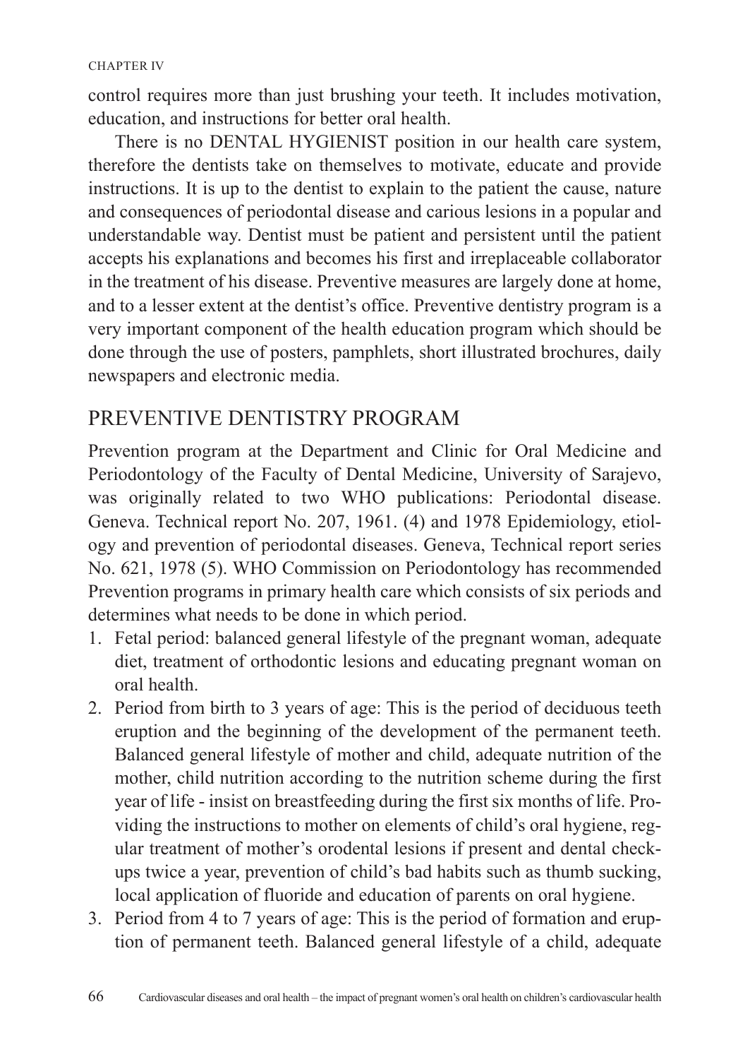control requires more than just brushing your teeth. It includes motivation, education, and instructions for better oral health.

There is no DENTAL HYGIENIST position in our health care system, therefore the dentists take on themselves to motivate, educate and provide instructions. It is up to the dentist to explain to the patient the cause, nature and consequences of periodontal disease and carious lesions in a popular and understandable way. Dentist must be patient and persistent until the patient accepts his explanations and becomes his first and irreplaceable collaborator in the treatment of his disease. Preventive measures are largely done at home, and to a lesser extent at the dentist's office. Preventive dentistry program is a very important component of the health education program which should be done through the use of posters, pamphlets, short illustrated brochures, daily newspapers and electronic media.

## PREVENTIVE DENTISTRY PROGRAM

Prevention program at the Department and Clinic for Oral Medicine and Periodontology of the Faculty of Dental Medicine, University of Sarajevo, was originally related to two WHO publications: Periodontal disease. Geneva. Technical report No. 207, 1961. (4) and 1978 Epidemiology, etiology and prevention of periodontal diseases. Geneva, Technical report series No. 621, 1978 (5). WHO Commission on Periodontology has recommended Prevention programs in primary health care which consists of six periods and determines what needs to be done in which period.

1. Fetal period: balanced general lifestyle of the pregnant woman, adequate diet, treatment of orthodontic lesions and educating pregnant woman on oral health.
2. Period from birth to 3 years of age: This is the period of deciduous teeth eruption and the beginning of the development of the permanent teeth. Balanced general lifestyle of mother and child, adequate nutrition of the mother, child nutrition according to the nutrition scheme during the first year of life - insist on breastfeeding during the first six months of life. Providing the instructions to mother on elements of child's oral hygiene, regular treatment of mother's orodental lesions if present and dental check-ups twice a year, prevention of child's bad habits such as thumb sucking, local application of fluoride and education of parents on oral hygiene.
3. Period from 4 to 7 years of age: This is the period of formation and eruption of permanent teeth. Balanced general lifestyle of a child, adequate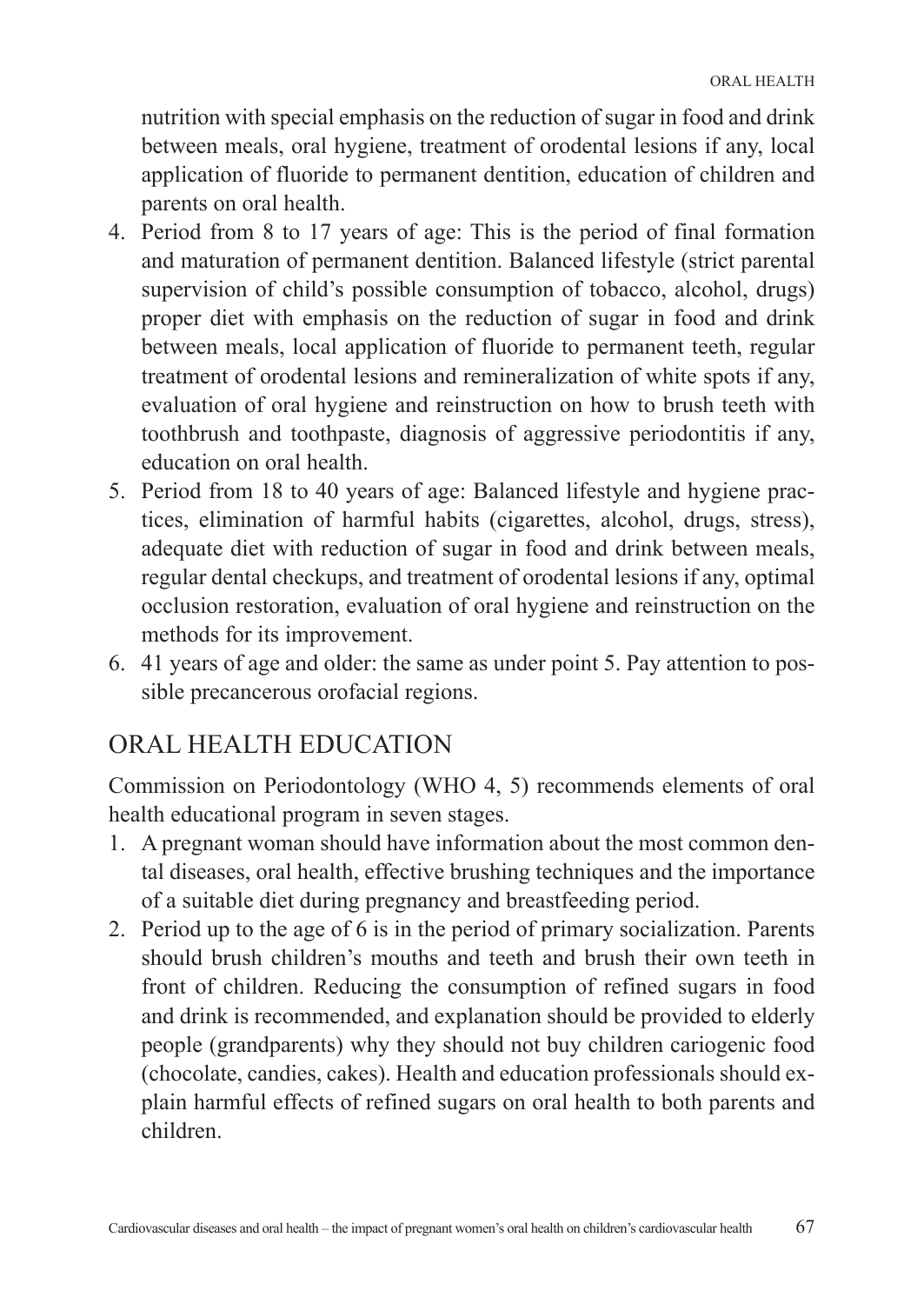nutrition with special emphasis on the reduction of sugar in food and drink between meals, oral hygiene, treatment of orodental lesions if any, local application of fluoride to permanent dentition, education of children and parents on oral health.

4. Period from 8 to 17 years of age: This is the period of final formation and maturation of permanent dentition. Balanced lifestyle (strict parental supervision of child's possible consumption of tobacco, alcohol, drugs) proper diet with emphasis on the reduction of sugar in food and drink between meals, local application of fluoride to permanent teeth, regular treatment of orodental lesions and remineralization of white spots if any, evaluation of oral hygiene and reinstruction on how to brush teeth with toothbrush and toothpaste, diagnosis of aggressive periodontitis if any, education on oral health.
5. Period from 18 to 40 years of age: Balanced lifestyle and hygiene practices, elimination of harmful habits (cigarettes, alcohol, drugs, stress), adequate diet with reduction of sugar in food and drink between meals, regular dental checkups, and treatment of orodental lesions if any, optimal occlusion restoration, evaluation of oral hygiene and reinstruction on the methods for its improvement.
6. 41 years of age and older: the same as under point 5. Pay attention to possible precancerous orofacial regions.

## ORAL HEALTH EDUCATION

Commission on Periodontology (WHO 4, 5) recommends elements of oral health educational program in seven stages.

1. A pregnant woman should have information about the most common dental diseases, oral health, effective brushing techniques and the importance of a suitable diet during pregnancy and breastfeeding period.
2. Period up to the age of 6 is in the period of primary socialization. Parents should brush children's mouths and teeth and brush their own teeth in front of children. Reducing the consumption of refined sugars in food and drink is recommended, and explanation should be provided to elderly people (grandparents) why they should not buy children cariogenic food (chocolate, candies, cakes). Health and education professionals should explain harmful effects of refined sugars on oral health to both parents and children.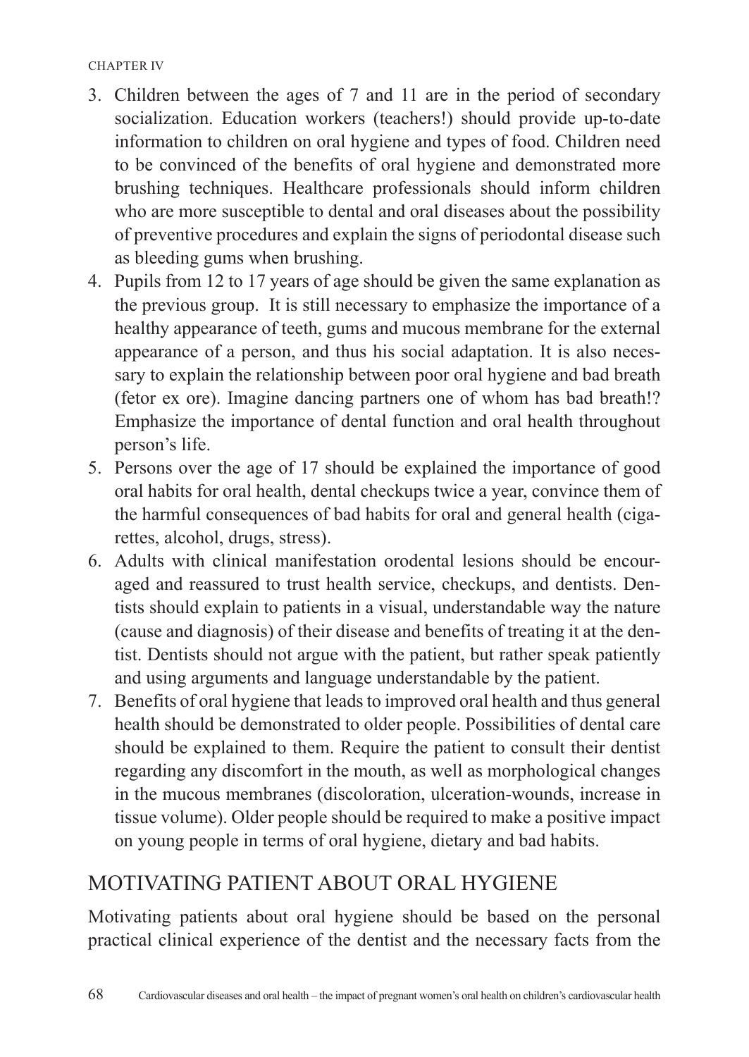3. Children between the ages of 7 and 11 are in the period of secondary socialization. Education workers (teachers!) should provide up-to-date information to children on oral hygiene and types of food. Children need to be convinced of the benefits of oral hygiene and demonstrated more brushing techniques. Healthcare professionals should inform children who are more susceptible to dental and oral diseases about the possibility of preventive procedures and explain the signs of periodontal disease such as bleeding gums when brushing.
4. Pupils from 12 to 17 years of age should be given the same explanation as the previous group. It is still necessary to emphasize the importance of a healthy appearance of teeth, gums and mucous membrane for the external appearance of a person, and thus his social adaptation. It is also necessary to explain the relationship between poor oral hygiene and bad breath (fetor ex ore). Imagine dancing partners one of whom has bad breath!? Emphasize the importance of dental function and oral health throughout person's life.
5. Persons over the age of 17 should be explained the importance of good oral habits for oral health, dental checkups twice a year, convince them of the harmful consequences of bad habits for oral and general health (cigarettes, alcohol, drugs, stress).
6. Adults with clinical manifestation orodental lesions should be encouraged and reassured to trust health service, checkups, and dentists. Dentists should explain to patients in a visual, understandable way the nature (cause and diagnosis) of their disease and benefits of treating it at the dentist. Dentists should not argue with the patient, but rather speak patiently and using arguments and language understandable by the patient.
7. Benefits of oral hygiene that leads to improved oral health and thus general health should be demonstrated to older people. Possibilities of dental care should be explained to them. Require the patient to consult their dentist regarding any discomfort in the mouth, as well as morphological changes in the mucous membranes (discoloration, ulceration-wounds, increase in tissue volume). Older people should be required to make a positive impact on young people in terms of oral hygiene, dietary and bad habits.

## MOTIVATING PATIENT ABOUT ORAL HYGIENE

Motivating patients about oral hygiene should be based on the personal practical clinical experience of the dentist and the necessary facts from the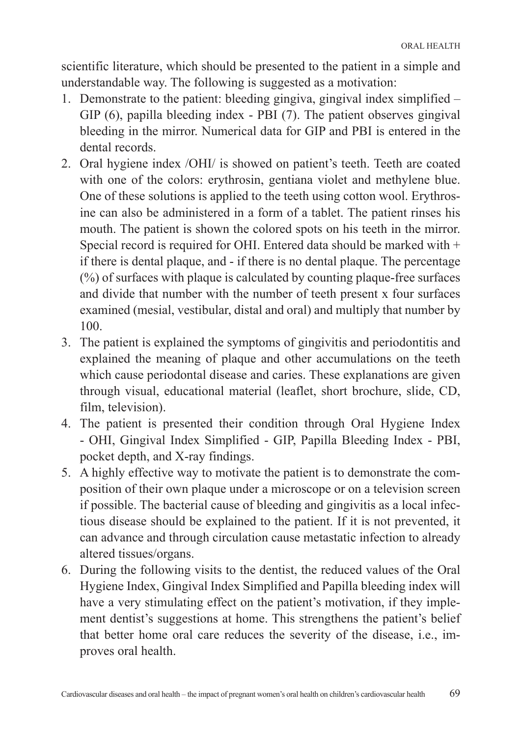scientific literature, which should be presented to the patient in a simple and understandable way. The following is suggested as a motivation:

1. Demonstrate to the patient: bleeding gingiva, gingival index simplified – GIP (6), papilla bleeding index - PBI (7). The patient observes gingival bleeding in the mirror. Numerical data for GIP and PBI is entered in the dental records.
2. Oral hygiene index /OHI/ is showed on patient's teeth. Teeth are coated with one of the colors: erythrosin, gentiana violet and methylene blue. One of these solutions is applied to the teeth using cotton wool. Erythrosine can also be administered in a form of a tablet. The patient rinses his mouth. The patient is shown the colored spots on his teeth in the mirror. Special record is required for OHI. Entered data should be marked with + if there is dental plaque, and - if there is no dental plaque. The percentage (%) of surfaces with plaque is calculated by counting plaque-free surfaces and divide that number with the number of teeth present x four surfaces examined (mesial, vestibular, distal and oral) and multiply that number by 100.
3. The patient is explained the symptoms of gingivitis and periodontitis and explained the meaning of plaque and other accumulations on the teeth which cause periodontal disease and caries. These explanations are given through visual, educational material (leaflet, short brochure, slide, CD, film, television).
4. The patient is presented their condition through Oral Hygiene Index - OHI, Gingival Index Simplified - GIP, Papilla Bleeding Index - PBI, pocket depth, and X-ray findings.
5. A highly effective way to motivate the patient is to demonstrate the composition of their own plaque under a microscope or on a television screen if possible. The bacterial cause of bleeding and gingivitis as a local infectious disease should be explained to the patient. If it is not prevented, it can advance and through circulation cause metastatic infection to already altered tissues/organs.
6. During the following visits to the dentist, the reduced values of the Oral Hygiene Index, Gingival Index Simplified and Papilla bleeding index will have a very stimulating effect on the patient's motivation, if they implement dentist's suggestions at home. This strengthens the patient's belief that better home oral care reduces the severity of the disease, i.e., improves oral health.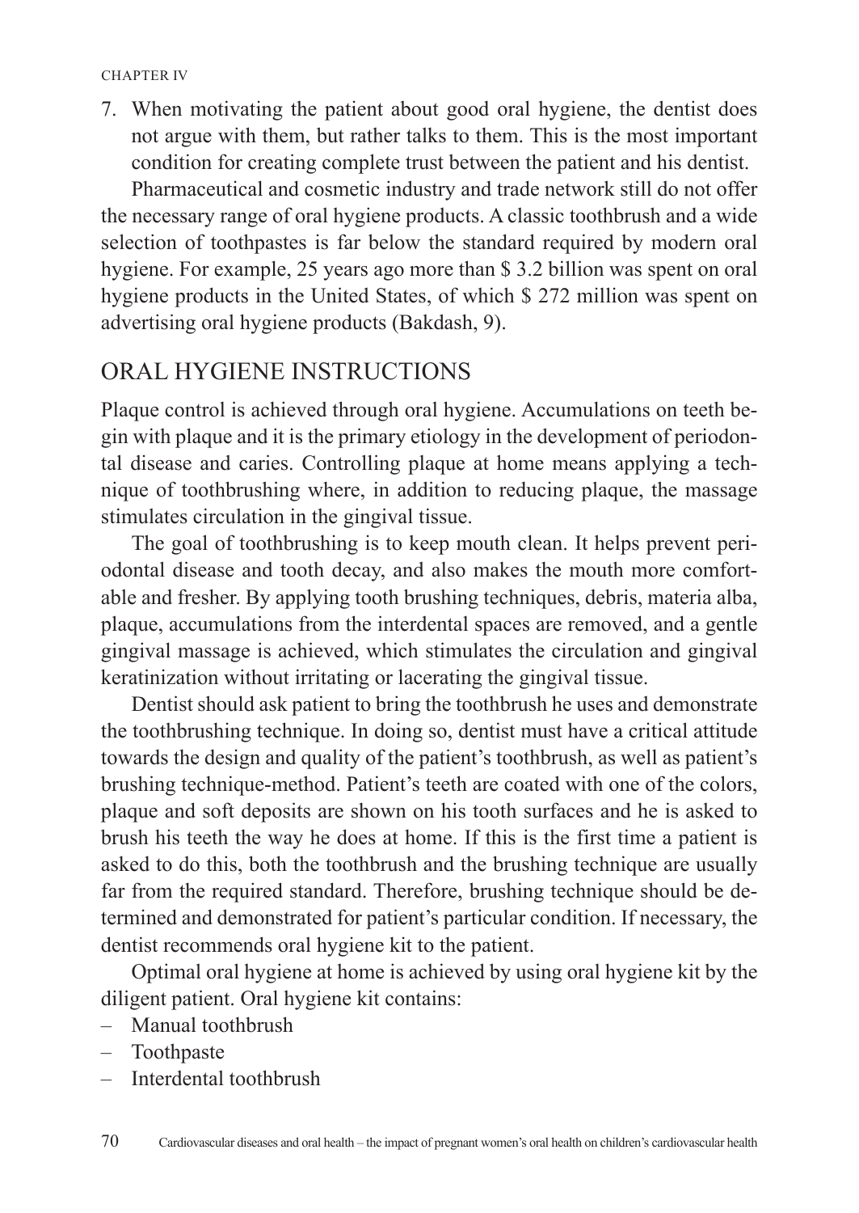7. When motivating the patient about good oral hygiene, the dentist does not argue with them, but rather talks to them. This is the most important condition for creating complete trust between the patient and his dentist.

Pharmaceutical and cosmetic industry and trade network still do not offer the necessary range of oral hygiene products. A classic toothbrush and a wide selection of toothpastes is far below the standard required by modern oral hygiene. For example, 25 years ago more than $ 3.2 billion was spent on oral hygiene products in the United States, of which $ 272 million was spent on advertising oral hygiene products (Bakdash, 9).

## ORAL HYGIENE INSTRUCTIONS

Plaque control is achieved through oral hygiene. Accumulations on teeth begin with plaque and it is the primary etiology in the development of periodontal disease and caries. Controlling plaque at home means applying a technique of toothbrushing where, in addition to reducing plaque, the massage stimulates circulation in the gingival tissue.

The goal of toothbrushing is to keep mouth clean. It helps prevent periodontal disease and tooth decay, and also makes the mouth more comfortable and fresher. By applying tooth brushing techniques, debris, materia alba, plaque, accumulations from the interdental spaces are removed, and a gentle gingival massage is achieved, which stimulates the circulation and gingival keratinization without irritating or lacerating the gingival tissue.

Dentist should ask patient to bring the toothbrush he uses and demonstrate the toothbrushing technique. In doing so, dentist must have a critical attitude towards the design and quality of the patient's toothbrush, as well as patient's brushing technique-method. Patient's teeth are coated with one of the colors, plaque and soft deposits are shown on his tooth surfaces and he is asked to brush his teeth the way he does at home. If this is the first time a patient is asked to do this, both the toothbrush and the brushing technique are usually far from the required standard. Therefore, brushing technique should be determined and demonstrated for patient's particular condition. If necessary, the dentist recommends oral hygiene kit to the patient.

Optimal oral hygiene at home is achieved by using oral hygiene kit by the diligent patient. Oral hygiene kit contains:

- Manual toothbrush
- Toothpaste
- Interdental toothbrush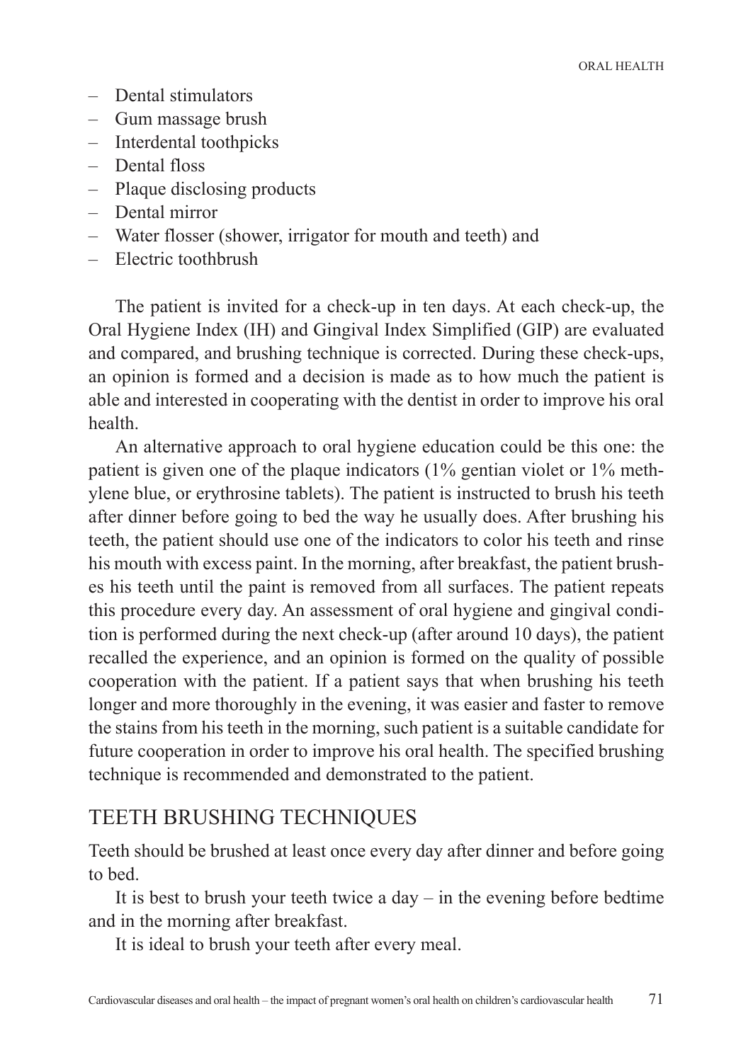- Dental stimulators
- Gum massage brush
- Interdental toothpicks
- Dental floss
- Plaque disclosing products
- Dental mirror
- Water flosser (shower, irrigator for mouth and teeth) and
- Electric toothbrush

The patient is invited for a check-up in ten days. At each check-up, the Oral Hygiene Index (IH) and Gingival Index Simplified (GIP) are evaluated and compared, and brushing technique is corrected. During these check-ups, an opinion is formed and a decision is made as to how much the patient is able and interested in cooperating with the dentist in order to improve his oral health.

An alternative approach to oral hygiene education could be this one: the patient is given one of the plaque indicators (1% gentian violet or 1% methylene blue, or erythrosine tablets). The patient is instructed to brush his teeth after dinner before going to bed the way he usually does. After brushing his teeth, the patient should use one of the indicators to color his teeth and rinse his mouth with excess paint. In the morning, after breakfast, the patient brushes his teeth until the paint is removed from all surfaces. The patient repeats this procedure every day. An assessment of oral hygiene and gingival condition is performed during the next check-up (after around 10 days), the patient recalled the experience, and an opinion is formed on the quality of possible cooperation with the patient. If a patient says that when brushing his teeth longer and more thoroughly in the evening, it was easier and faster to remove the stains from his teeth in the morning, such patient is a suitable candidate for future cooperation in order to improve his oral health. The specified brushing technique is recommended and demonstrated to the patient.

## TEETH BRUSHING TECHNIQUES

Teeth should be brushed at least once every day after dinner and before going to bed.

It is best to brush your teeth twice a day – in the evening before bedtime and in the morning after breakfast.

It is ideal to brush your teeth after every meal.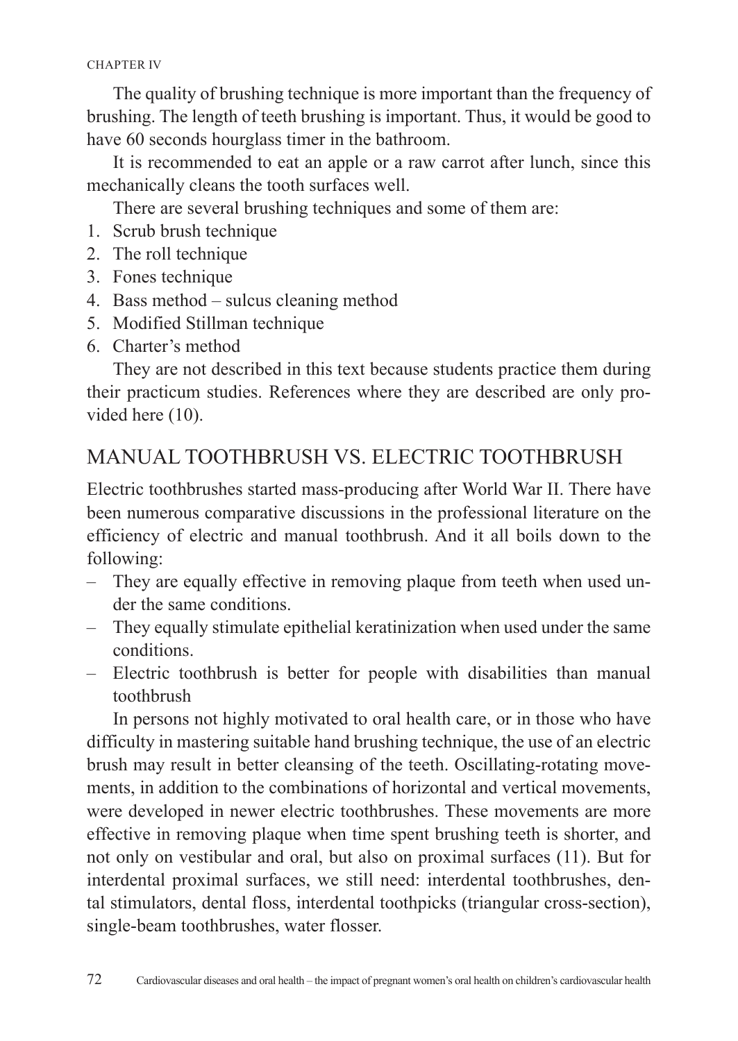The quality of brushing technique is more important than the frequency of brushing. The length of teeth brushing is important. Thus, it would be good to have 60 seconds hourglass timer in the bathroom.

It is recommended to eat an apple or a raw carrot after lunch, since this mechanically cleans the tooth surfaces well.

There are several brushing techniques and some of them are:

1. Scrub brush technique
2. The roll technique
3. Fones technique
4. Bass method – sulcus cleaning method
5. Modified Stillman technique
6. Charter's method

They are not described in this text because students practice them during their practicum studies. References where they are described are only provided here (10).

## MANUAL TOOTHBRUSH VS. ELECTRIC TOOTHBRUSH

Electric toothbrushes started mass-producing after World War II. There have been numerous comparative discussions in the professional literature on the efficiency of electric and manual toothbrush. And it all boils down to the following:

- They are equally effective in removing plaque from teeth when used under the same conditions.
- They equally stimulate epithelial keratinization when used under the same conditions.
- Electric toothbrush is better for people with disabilities than manual toothbrush

In persons not highly motivated to oral health care, or in those who have difficulty in mastering suitable hand brushing technique, the use of an electric brush may result in better cleansing of the teeth. Oscillating-rotating movements, in addition to the combinations of horizontal and vertical movements, were developed in newer electric toothbrushes. These movements are more effective in removing plaque when time spent brushing teeth is shorter, and not only on vestibular and oral, but also on proximal surfaces (11). But for interdental proximal surfaces, we still need: interdental toothbrushes, dental stimulators, dental floss, interdental toothpicks (triangular cross-section), single-beam toothbrushes, water flosser.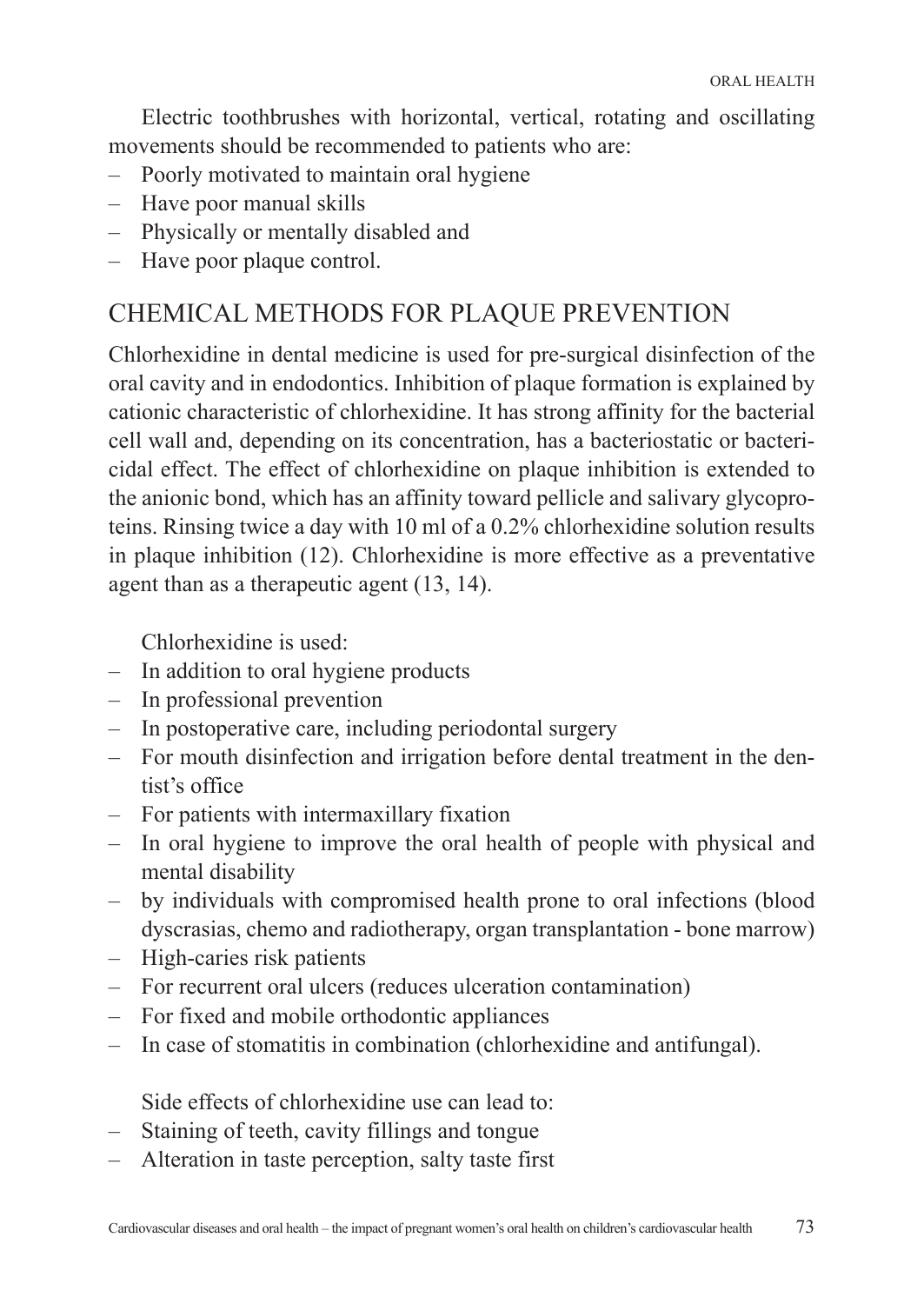Electric toothbrushes with horizontal, vertical, rotating and oscillating movements should be recommended to patients who are:

- Poorly motivated to maintain oral hygiene
- Have poor manual skills
- Physically or mentally disabled and
- Have poor plaque control.

## CHEMICAL METHODS FOR PLAQUE PREVENTION

Chlorhexidine in dental medicine is used for pre-surgical disinfection of the oral cavity and in endodontics. Inhibition of plaque formation is explained by cationic characteristic of chlorhexidine. It has strong affinity for the bacterial cell wall and, depending on its concentration, has a bacteriostatic or bactericidal effect. The effect of chlorhexidine on plaque inhibition is extended to the anionic bond, which has an affinity toward pellicle and salivary glycoproteins. Rinsing twice a day with 10 ml of a 0.2% chlorhexidine solution results in plaque inhibition (12). Chlorhexidine is more effective as a preventative agent than as a therapeutic agent (13, 14).

Chlorhexidine is used:

- In addition to oral hygiene products
- In professional prevention
- In postoperative care, including periodontal surgery
- For mouth disinfection and irrigation before dental treatment in the dentist's office
- For patients with intermaxillary fixation
- In oral hygiene to improve the oral health of people with physical and mental disability
- by individuals with compromised health prone to oral infections (blood dyscrasias, chemo and radiotherapy, organ transplantation - bone marrow)
- High-caries risk patients
- For recurrent oral ulcers (reduces ulceration contamination)
- For fixed and mobile orthodontic appliances
- In case of stomatitis in combination (chlorhexidine and antifungal).

Side effects of chlorhexidine use can lead to:

- Staining of teeth, cavity fillings and tongue
- Alteration in taste perception, salty taste first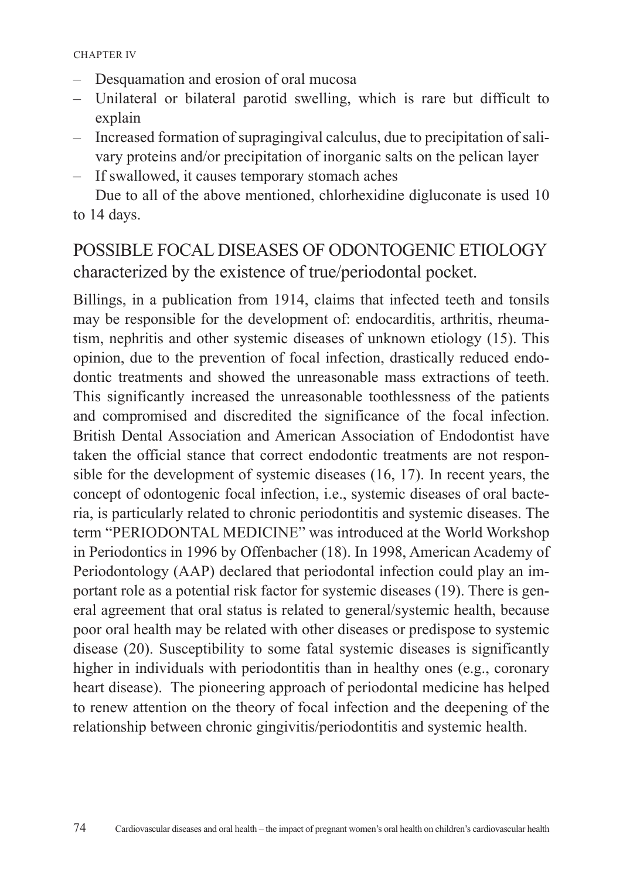- Desquamation and erosion of oral mucosa
- Unilateral or bilateral parotid swelling, which is rare but difficult to explain
- Increased formation of supragingival calculus, due to precipitation of salivary proteins and/or precipitation of inorganic salts on the pelican layer
- If swallowed, it causes temporary stomach aches

Due to all of the above mentioned, chlorhexidine digluconate is used 10 to 14 days.

## POSSIBLE FOCAL DISEASES OF ODONTOGENIC ETIOLOGY characterized by the existence of true/periodontal pocket.

Billings, in a publication from 1914, claims that infected teeth and tonsils may be responsible for the development of: endocarditis, arthritis, rheumatism, nephritis and other systemic diseases of unknown etiology (15). This opinion, due to the prevention of focal infection, drastically reduced endodontic treatments and showed the unreasonable mass extractions of teeth. This significantly increased the unreasonable toothlessness of the patients and compromised and discredited the significance of the focal infection. British Dental Association and American Association of Endodontist have taken the official stance that correct endodontic treatments are not responsible for the development of systemic diseases (16, 17). In recent years, the concept of odontogenic focal infection, i.e., systemic diseases of oral bacteria, is particularly related to chronic periodontitis and systemic diseases. The term "PERIODONTAL MEDICINE" was introduced at the World Workshop in Periodontics in 1996 by Offenbacher (18). In 1998, American Academy of Periodontology (AAP) declared that periodontal infection could play an important role as a potential risk factor for systemic diseases (19). There is general agreement that oral status is related to general/systemic health, because poor oral health may be related with other diseases or predispose to systemic disease (20). Susceptibility to some fatal systemic diseases is significantly higher in individuals with periodontitis than in healthy ones (e.g., coronary heart disease). The pioneering approach of periodontal medicine has helped to renew attention on the theory of focal infection and the deepening of the relationship between chronic gingivitis/periodontitis and systemic health.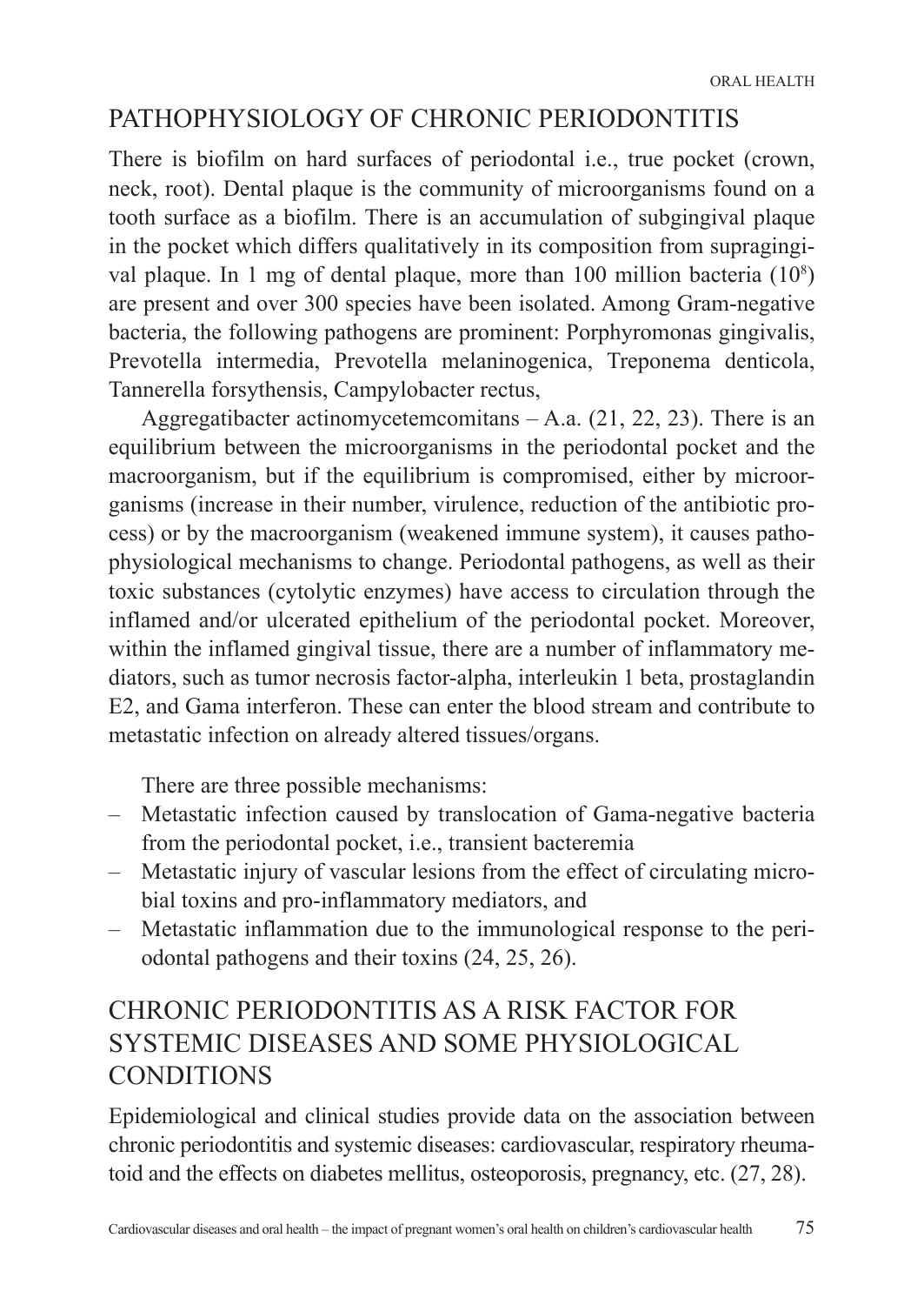## PATHOPHYSIOLOGY OF CHRONIC PERIODONTITIS

There is biofilm on hard surfaces of periodontal i.e., true pocket (crown, neck, root). Dental plaque is the community of microorganisms found on a tooth surface as a biofilm. There is an accumulation of subgingival plaque in the pocket which differs qualitatively in its composition from supragingival plaque. In 1 mg of dental plaque, more than 100 million bacteria ($10^8$) are present and over 300 species have been isolated. Among Gram-negative bacteria, the following pathogens are prominent: Porphyromonas gingivalis, Prevotella intermedia, Prevotella melaninogenica, Treponema denticola, Tannerella forsythensis, Campylobacter rectus,

Aggregatibacter actinomycetemcomitans – A.a. (21, 22, 23). There is an equilibrium between the microorganisms in the periodontal pocket and the macroorganism, but if the equilibrium is compromised, either by microorganisms (increase in their number, virulence, reduction of the antibiotic process) or by the macroorganism (weakened immune system), it causes pathophysiological mechanisms to change. Periodontal pathogens, as well as their toxic substances (cytolytic enzymes) have access to circulation through the inflamed and/or ulcerated epithelium of the periodontal pocket. Moreover, within the inflamed gingival tissue, there are a number of inflammatory mediators, such as tumor necrosis factor-alpha, interleukin 1 beta, prostaglandin E2, and Gama interferon. These can enter the blood stream and contribute to metastatic infection on already altered tissues/organs.

There are three possible mechanisms:

- Metastatic infection caused by translocation of Gama-negative bacteria from the periodontal pocket, i.e., transient bacteremia
- Metastatic injury of vascular lesions from the effect of circulating microbial toxins and pro-inflammatory mediators, and
- Metastatic inflammation due to the immunological response to the periodontal pathogens and their toxins (24, 25, 26).

## CHRONIC PERIODONTITIS AS A RISK FACTOR FOR SYSTEMIC DISEASES AND SOME PHYSIOLOGICAL CONDITIONS

Epidemiological and clinical studies provide data on the association between chronic periodontitis and systemic diseases: cardiovascular, respiratory rheumatoid and the effects on diabetes mellitus, osteoporosis, pregnancy, etc. (27, 28).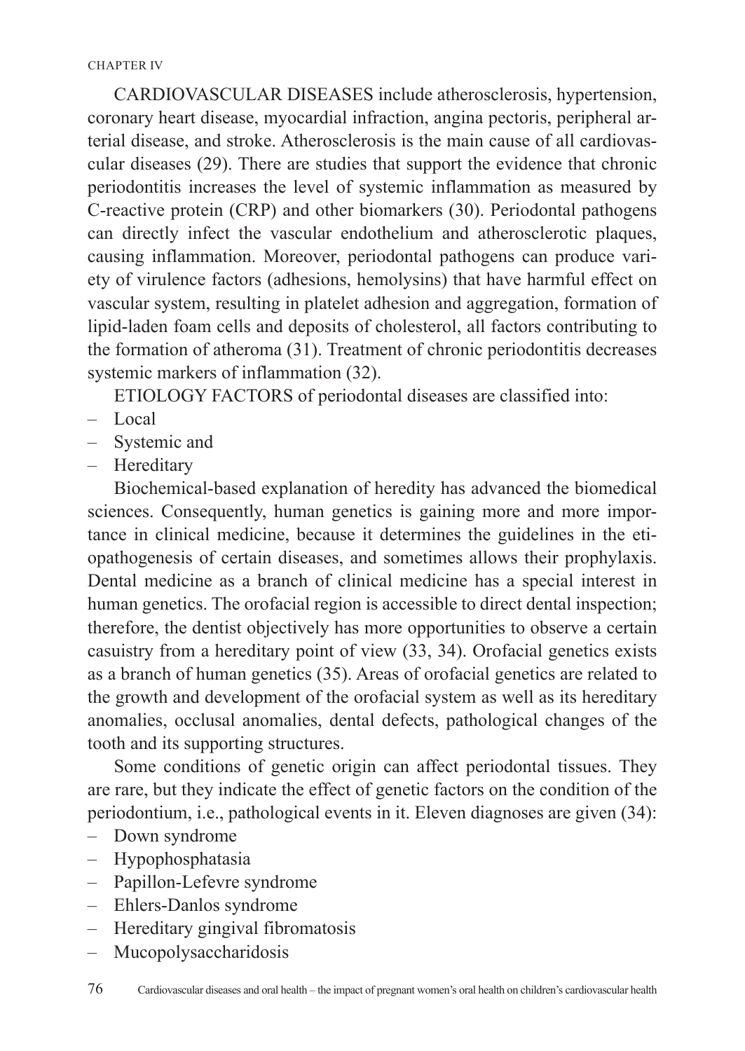CARDIOVASCULAR DISEASES include atherosclerosis, hypertension, coronary heart disease, myocardial infraction, angina pectoris, peripheral arterial disease, and stroke. Atherosclerosis is the main cause of all cardiovascular diseases (29). There are studies that support the evidence that chronic periodontitis increases the level of systemic inflammation as measured by C-reactive protein (CRP) and other biomarkers (30). Periodontal pathogens can directly infect the vascular endothelium and atherosclerotic plaques, causing inflammation. Moreover, periodontal pathogens can produce variety of virulence factors (adhesions, hemolysins) that have harmful effect on vascular system, resulting in platelet adhesion and aggregation, formation of lipid-laden foam cells and deposits of cholesterol, all factors contributing to the formation of atheroma (31). Treatment of chronic periodontitis decreases systemic markers of inflammation (32).

ETIOLOGY FACTORS of periodontal diseases are classified into:

- Local
- Systemic and
- Hereditary

Biochemical-based explanation of heredity has advanced the biomedical sciences. Consequently, human genetics is gaining more and more importance in clinical medicine, because it determines the guidelines in the etiopathogenesis of certain diseases, and sometimes allows their prophylaxis. Dental medicine as a branch of clinical medicine has a special interest in human genetics. The orofacial region is accessible to direct dental inspection; therefore, the dentist objectively has more opportunities to observe a certain casuistry from a hereditary point of view (33, 34). Orofacial genetics exists as a branch of human genetics (35). Areas of orofacial genetics are related to the growth and development of the orofacial system as well as its hereditary anomalies, occlusal anomalies, dental defects, pathological changes of the tooth and its supporting structures.

Some conditions of genetic origin can affect periodontal tissues. They are rare, but they indicate the effect of genetic factors on the condition of the periodontium, i.e., pathological events in it. Eleven diagnoses are given (34):

- Down syndrome
- Hypophosphatasia
- Papillon-Lefevre syndrome
- Ehlers-Danlos syndrome
- Hereditary gingival fibromatosis
- Mucopolysaccharidosis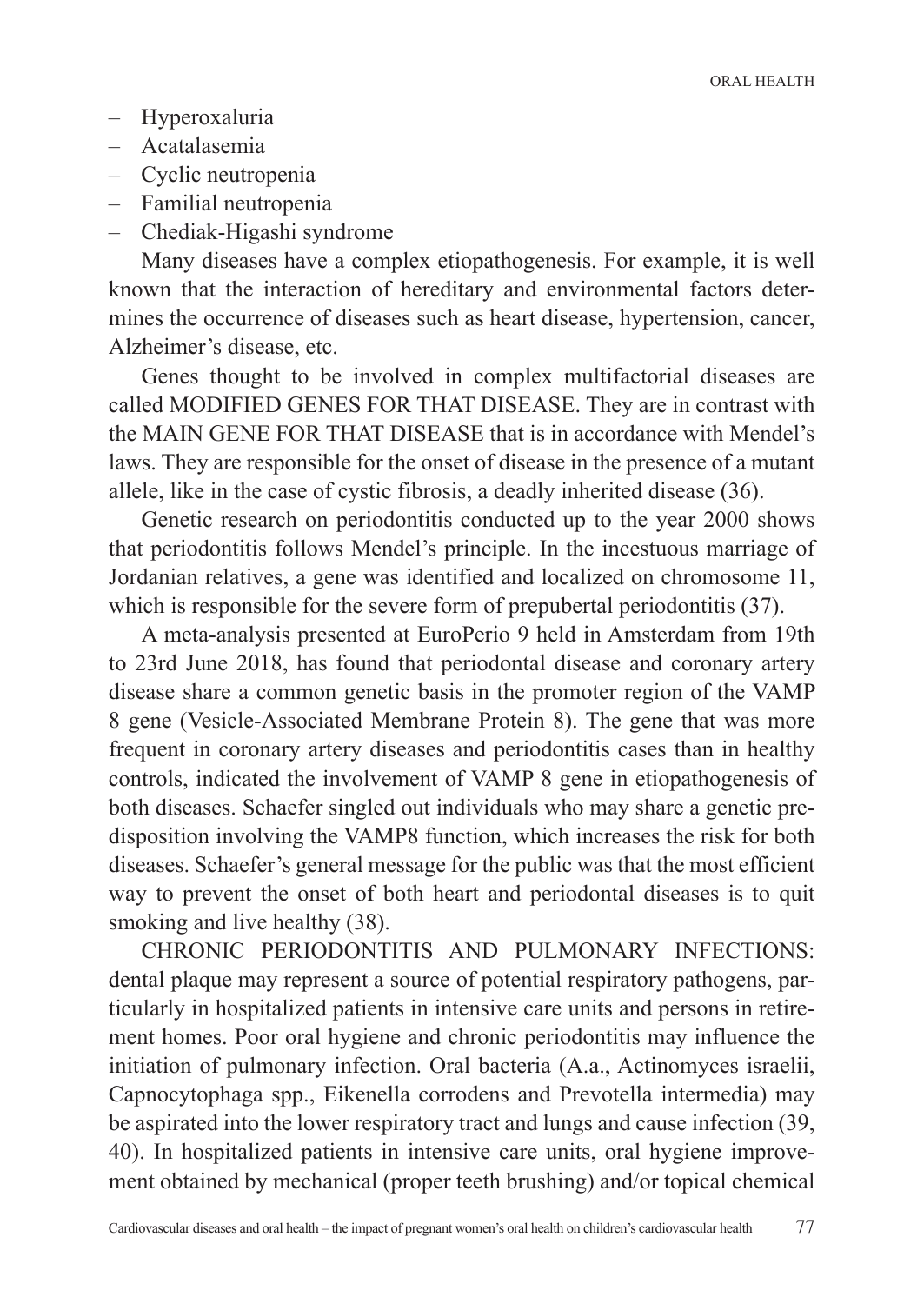- Hyperoxaluria
- Acatalasemia
- Cyclic neutropenia
- Familial neutropenia
- Chediak-Higashi syndrome

Many diseases have a complex etiopathogenesis. For example, it is well known that the interaction of hereditary and environmental factors determines the occurrence of diseases such as heart disease, hypertension, cancer, Alzheimer's disease, etc.

Genes thought to be involved in complex multifactorial diseases are called MODIFIED GENES FOR THAT DISEASE. They are in contrast with the MAIN GENE FOR THAT DISEASE that is in accordance with Mendel's laws. They are responsible for the onset of disease in the presence of a mutant allele, like in the case of cystic fibrosis, a deadly inherited disease (36).

Genetic research on periodontitis conducted up to the year 2000 shows that periodontitis follows Mendel's principle. In the incestuous marriage of Jordanian relatives, a gene was identified and localized on chromosome 11, which is responsible for the severe form of prepubertal periodontitis (37).

A meta-analysis presented at EuroPerio 9 held in Amsterdam from 19th to 23rd June 2018, has found that periodontal disease and coronary artery disease share a common genetic basis in the promoter region of the VAMP 8 gene (Vesicle-Associated Membrane Protein 8). The gene that was more frequent in coronary artery diseases and periodontitis cases than in healthy controls, indicated the involvement of VAMP 8 gene in etiopathogenesis of both diseases. Schaefer singled out individuals who may share a genetic predisposition involving the VAMP8 function, which increases the risk for both diseases. Schaefer's general message for the public was that the most efficient way to prevent the onset of both heart and periodontal diseases is to quit smoking and live healthy (38).

CHRONIC PERIODONTITIS AND PULMONARY INFECTIONS: dental plaque may represent a source of potential respiratory pathogens, particularly in hospitalized patients in intensive care units and persons in retirement homes. Poor oral hygiene and chronic periodontitis may influence the initiation of pulmonary infection. Oral bacteria (A.a., Actinomyces israelii, Capnocytophaga spp., Eikenella corrodens and Prevotella intermedia) may be aspirated into the lower respiratory tract and lungs and cause infection (39, 40). In hospitalized patients in intensive care units, oral hygiene improvement obtained by mechanical (proper teeth brushing) and/or topical chemical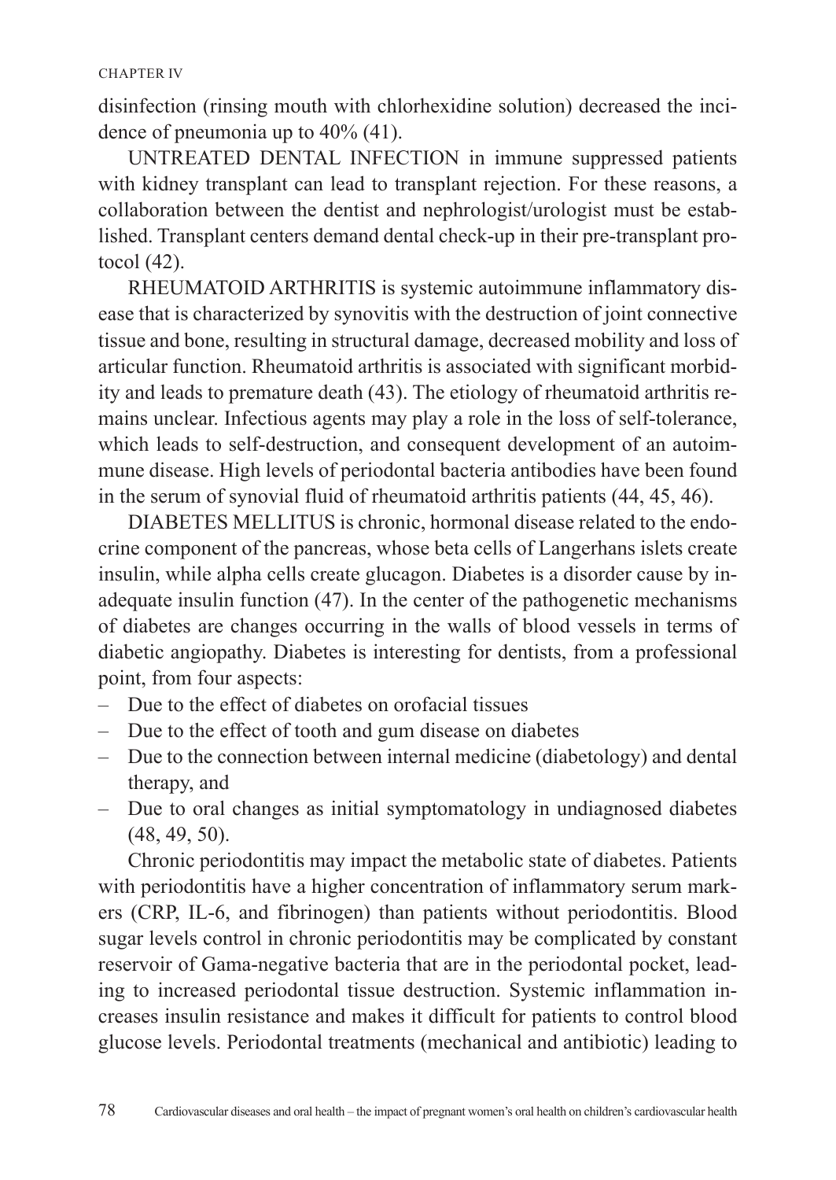disinfection (rinsing mouth with chlorhexidine solution) decreased the incidence of pneumonia up to 40% (41).

UNTREATED DENTAL INFECTION in immune suppressed patients with kidney transplant can lead to transplant rejection. For these reasons, a collaboration between the dentist and nephrologist/urologist must be established. Transplant centers demand dental check-up in their pre-transplant protocol (42).

RHEUMATOID ARTHRITIS is systemic autoimmune inflammatory disease that is characterized by synovitis with the destruction of joint connective tissue and bone, resulting in structural damage, decreased mobility and loss of articular function. Rheumatoid arthritis is associated with significant morbidity and leads to premature death (43). The etiology of rheumatoid arthritis remains unclear. Infectious agents may play a role in the loss of self-tolerance, which leads to self-destruction, and consequent development of an autoimmune disease. High levels of periodontal bacteria antibodies have been found in the serum of synovial fluid of rheumatoid arthritis patients (44, 45, 46).

DIABETES MELLITUS is chronic, hormonal disease related to the endocrine component of the pancreas, whose beta cells of Langerhans islets create insulin, while alpha cells create glucagon. Diabetes is a disorder cause by inadequate insulin function (47). In the center of the pathogenetic mechanisms of diabetes are changes occurring in the walls of blood vessels in terms of diabetic angiopathy. Diabetes is interesting for dentists, from a professional point, from four aspects:

- Due to the effect of diabetes on orofacial tissues
- Due to the effect of tooth and gum disease on diabetes
- Due to the connection between internal medicine (diabetology) and dental therapy, and
- Due to oral changes as initial symptomatology in undiagnosed diabetes (48, 49, 50).

Chronic periodontitis may impact the metabolic state of diabetes. Patients with periodontitis have a higher concentration of inflammatory serum markers (CRP, IL-6, and fibrinogen) than patients without periodontitis. Blood sugar levels control in chronic periodontitis may be complicated by constant reservoir of Gama-negative bacteria that are in the periodontal pocket, leading to increased periodontal tissue destruction. Systemic inflammation increases insulin resistance and makes it difficult for patients to control blood glucose levels. Periodontal treatments (mechanical and antibiotic) leading to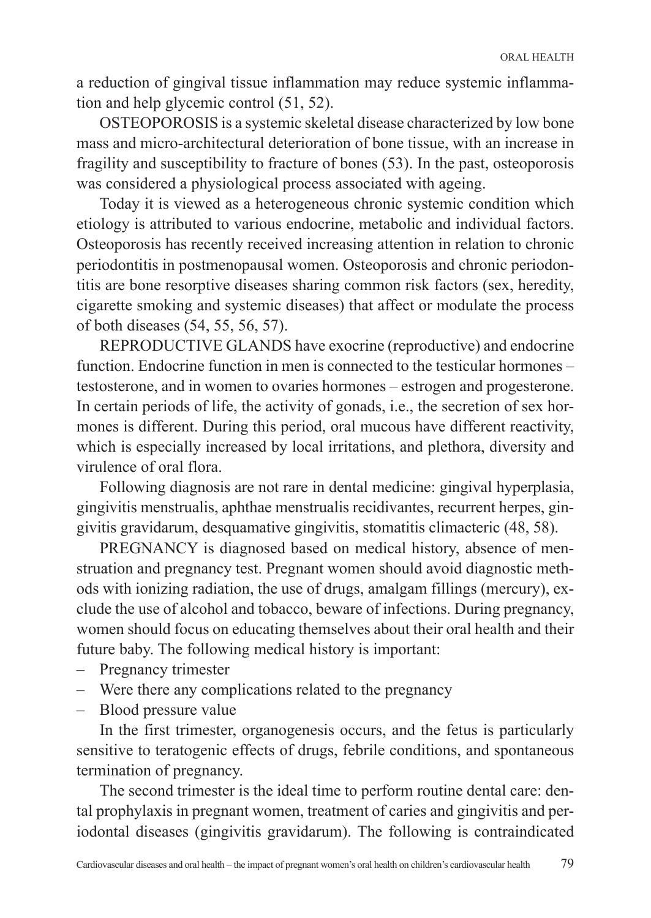a reduction of gingival tissue inflammation may reduce systemic inflammation and help glycemic control (51, 52).

OSTEOPOROSIS is a systemic skeletal disease characterized by low bone mass and micro-architectural deterioration of bone tissue, with an increase in fragility and susceptibility to fracture of bones (53). In the past, osteoporosis was considered a physiological process associated with ageing.

Today it is viewed as a heterogeneous chronic systemic condition which etiology is attributed to various endocrine, metabolic and individual factors. Osteoporosis has recently received increasing attention in relation to chronic periodontitis in postmenopausal women. Osteoporosis and chronic periodontitis are bone resorptive diseases sharing common risk factors (sex, heredity, cigarette smoking and systemic diseases) that affect or modulate the process of both diseases (54, 55, 56, 57).

REPRODUCTIVE GLANDS have exocrine (reproductive) and endocrine function. Endocrine function in men is connected to the testicular hormones – testosterone, and in women to ovaries hormones – estrogen and progesterone. In certain periods of life, the activity of gonads, i.e., the secretion of sex hormones is different. During this period, oral mucous have different reactivity, which is especially increased by local irritations, and plethora, diversity and virulence of oral flora.

Following diagnosis are not rare in dental medicine: gingival hyperplasia, gingivitis menstrualis, aphthae menstrualis recidivantes, recurrent herpes, gingivitis gravidarum, desquamative gingivitis, stomatitis climacteric (48, 58).

PREGNANCY is diagnosed based on medical history, absence of menstruation and pregnancy test. Pregnant women should avoid diagnostic methods with ionizing radiation, the use of drugs, amalgam fillings (mercury), exclude the use of alcohol and tobacco, beware of infections. During pregnancy, women should focus on educating themselves about their oral health and their future baby. The following medical history is important:

- Pregnancy trimester
- Were there any complications related to the pregnancy
- Blood pressure value

In the first trimester, organogenesis occurs, and the fetus is particularly sensitive to teratogenic effects of drugs, febrile conditions, and spontaneous termination of pregnancy.

The second trimester is the ideal time to perform routine dental care: dental prophylaxis in pregnant women, treatment of caries and gingivitis and periodontal diseases (gingivitis gravidarum). The following is contraindicated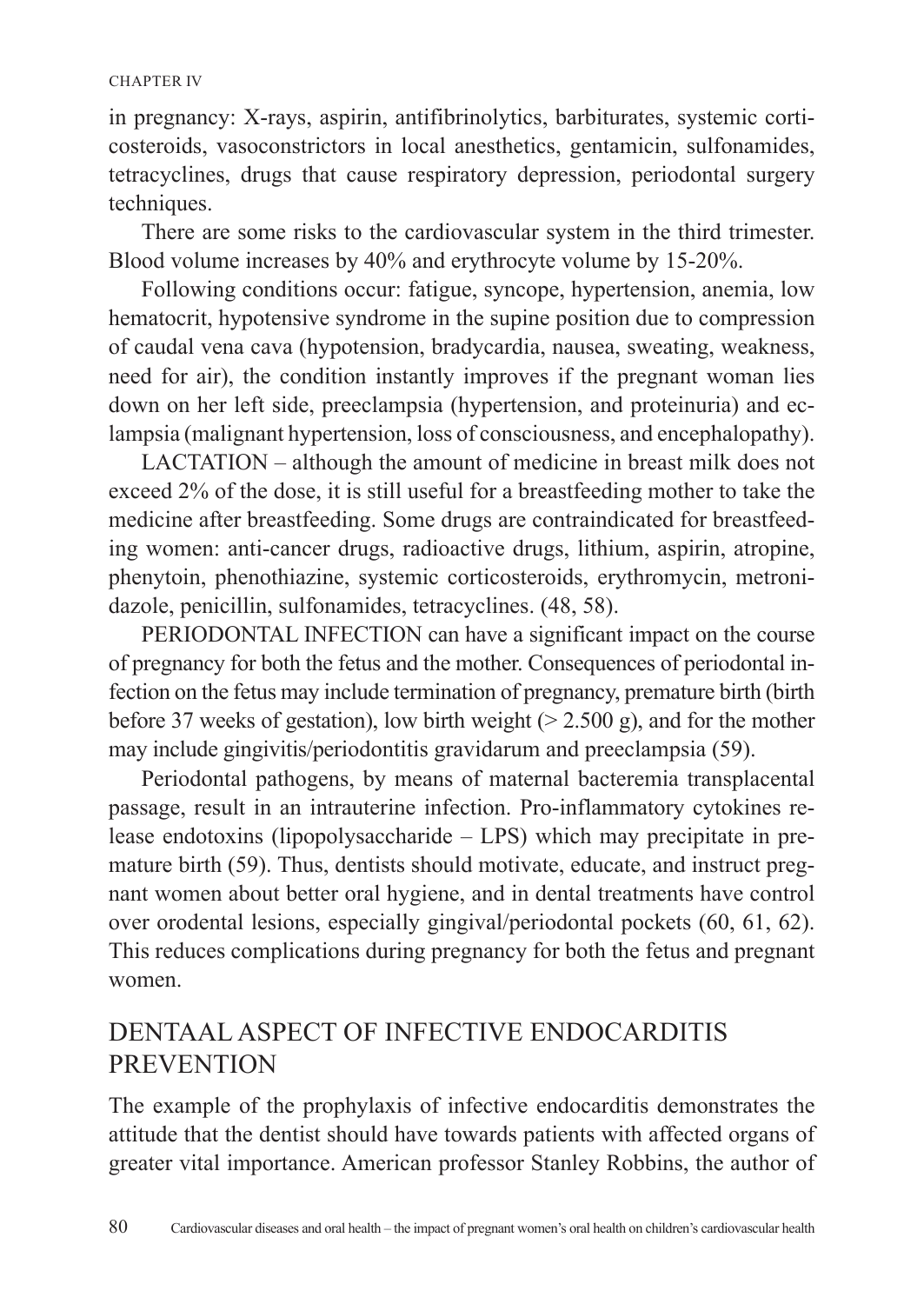in pregnancy: X-rays, aspirin, antifibrinolytics, barbiturates, systemic corticosteroids, vasoconstrictors in local anesthetics, gentamicin, sulfonamides, tetracyclines, drugs that cause respiratory depression, periodontal surgery techniques.

There are some risks to the cardiovascular system in the third trimester. Blood volume increases by 40% and erythrocyte volume by 15-20%.

Following conditions occur: fatigue, syncope, hypertension, anemia, low hematocrit, hypotensive syndrome in the supine position due to compression of caudal vena cava (hypotension, bradycardia, nausea, sweating, weakness, need for air), the condition instantly improves if the pregnant woman lies down on her left side, preeclampsia (hypertension, and proteinuria) and eclampsia (malignant hypertension, loss of consciousness, and encephalopathy).

LACTATION – although the amount of medicine in breast milk does not exceed 2% of the dose, it is still useful for a breastfeeding mother to take the medicine after breastfeeding. Some drugs are contraindicated for breastfeeding women: anti-cancer drugs, radioactive drugs, lithium, aspirin, atropine, phenytoin, phenothiazine, systemic corticosteroids, erythromycin, metronidazole, penicillin, sulfonamides, tetracyclines. (48, 58).

PERIODONTAL INFECTION can have a significant impact on the course of pregnancy for both the fetus and the mother. Consequences of periodontal infection on the fetus may include termination of pregnancy, premature birth (birth before 37 weeks of gestation), low birth weight (> 2.500 g), and for the mother may include gingivitis/periodontitis gravidarum and preeclampsia (59).

Periodontal pathogens, by means of maternal bacteremia transplacental passage, result in an intrauterine infection. Pro-inflammatory cytokines release endotoxins (lipopolysaccharide – LPS) which may precipitate in premature birth (59). Thus, dentists should motivate, educate, and instruct pregnant women about better oral hygiene, and in dental treatments have control over orodental lesions, especially gingival/periodontal pockets (60, 61, 62). This reduces complications during pregnancy for both the fetus and pregnant women.

## DENTAAL ASPECT OF INFECTIVE ENDOCARDITIS PREVENTION

The example of the prophylaxis of infective endocarditis demonstrates the attitude that the dentist should have towards patients with affected organs of greater vital importance. American professor Stanley Robbins, the author of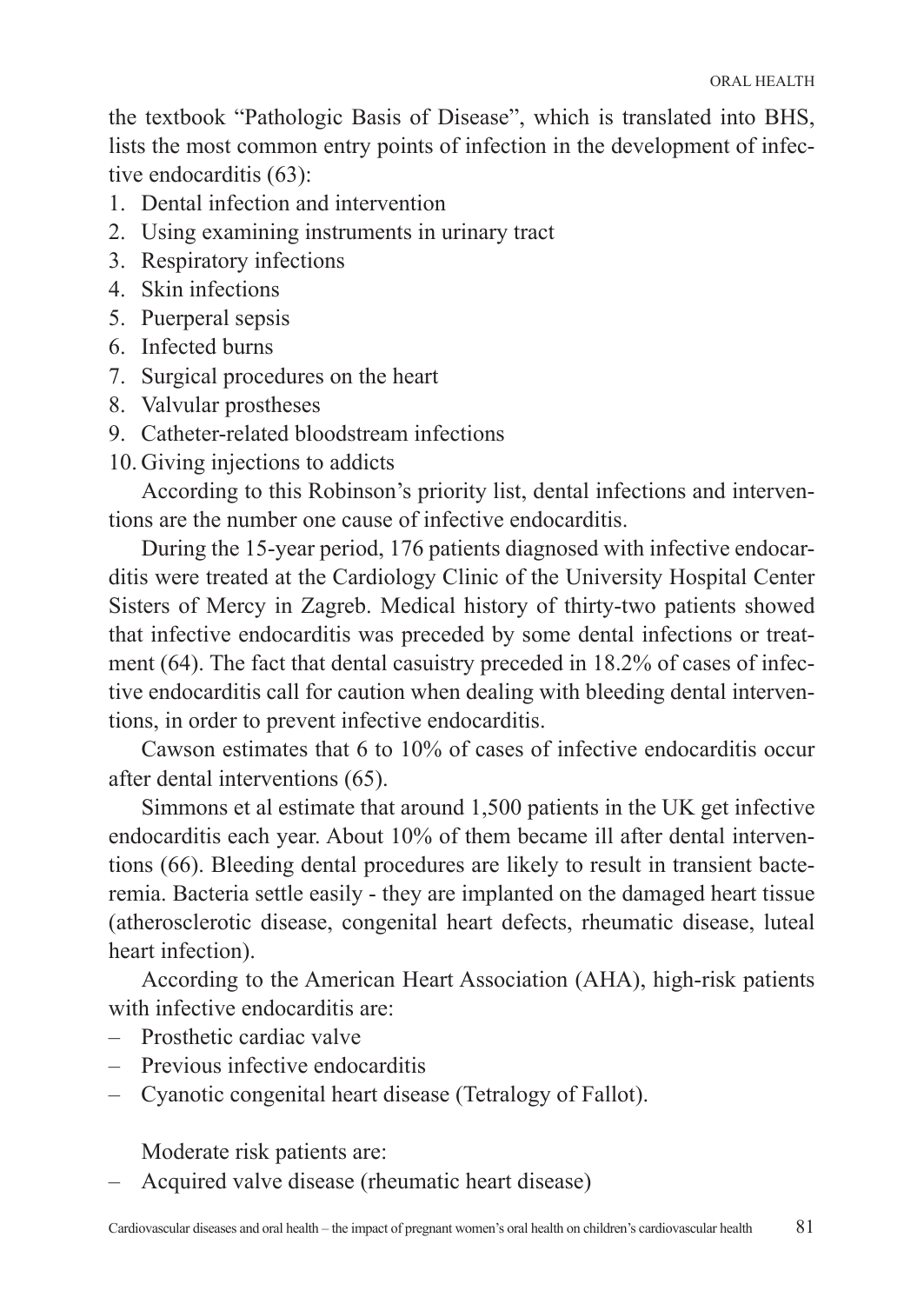the textbook "Pathologic Basis of Disease", which is translated into BHS, lists the most common entry points of infection in the development of infective endocarditis (63):

1. Dental infection and intervention
2. Using examining instruments in urinary tract
3. Respiratory infections
4. Skin infections
5. Puerperal sepsis
6. Infected burns
7. Surgical procedures on the heart
8. Valvular prostheses
9. Catheter-related bloodstream infections
10. Giving injections to addicts

According to this Robinson's priority list, dental infections and interventions are the number one cause of infective endocarditis.

During the 15-year period, 176 patients diagnosed with infective endocarditis were treated at the Cardiology Clinic of the University Hospital Center Sisters of Mercy in Zagreb. Medical history of thirty-two patients showed that infective endocarditis was preceded by some dental infections or treatment (64). The fact that dental casuistry preceded in 18.2% of cases of infective endocarditis call for caution when dealing with bleeding dental interventions, in order to prevent infective endocarditis.

Cawson estimates that 6 to 10% of cases of infective endocarditis occur after dental interventions (65).

Simmons et al estimate that around 1,500 patients in the UK get infective endocarditis each year. About 10% of them became ill after dental interventions (66). Bleeding dental procedures are likely to result in transient bacteremia. Bacteria settle easily - they are implanted on the damaged heart tissue (atherosclerotic disease, congenital heart defects, rheumatic disease, luteal heart infection).

According to the American Heart Association (AHA), high-risk patients with infective endocarditis are:

- Prosthetic cardiac valve
- Previous infective endocarditis
- Cyanotic congenital heart disease (Tetralogy of Fallot).

Moderate risk patients are:

- Acquired valve disease (rheumatic heart disease)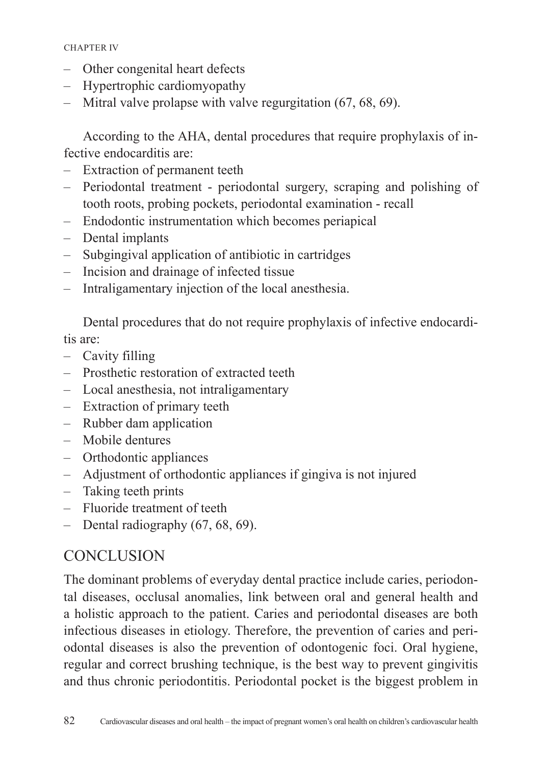- Other congenital heart defects
- Hypertrophic cardiomyopathy
- Mitral valve prolapse with valve regurgitation (67, 68, 69).

According to the AHA, dental procedures that require prophylaxis of infective endocarditis are:

- Extraction of permanent teeth
- Periodontal treatment - periodontal surgery, scraping and polishing of tooth roots, probing pockets, periodontal examination - recall
- Endodontic instrumentation which becomes periapical
- Dental implants
- Subgingival application of antibiotic in cartridges
- Incision and drainage of infected tissue
- Intraligamentary injection of the local anesthesia.

Dental procedures that do not require prophylaxis of infective endocarditis are:

- Cavity filling
- Prosthetic restoration of extracted teeth
- Local anesthesia, not intraligamentary
- Extraction of primary teeth
- Rubber dam application
- Mobile dentures
- Orthodontic appliances
- Adjustment of orthodontic appliances if gingiva is not injured
- Taking teeth prints
- Fluoride treatment of teeth
- Dental radiography (67, 68, 69).

## CONCLUSION

The dominant problems of everyday dental practice include caries, periodontal diseases, occlusal anomalies, link between oral and general health and a holistic approach to the patient. Caries and periodontal diseases are both infectious diseases in etiology. Therefore, the prevention of caries and periodontal diseases is also the prevention of odontogenic foci. Oral hygiene, regular and correct brushing technique, is the best way to prevent gingivitis and thus chronic periodontitis. Periodontal pocket is the biggest problem in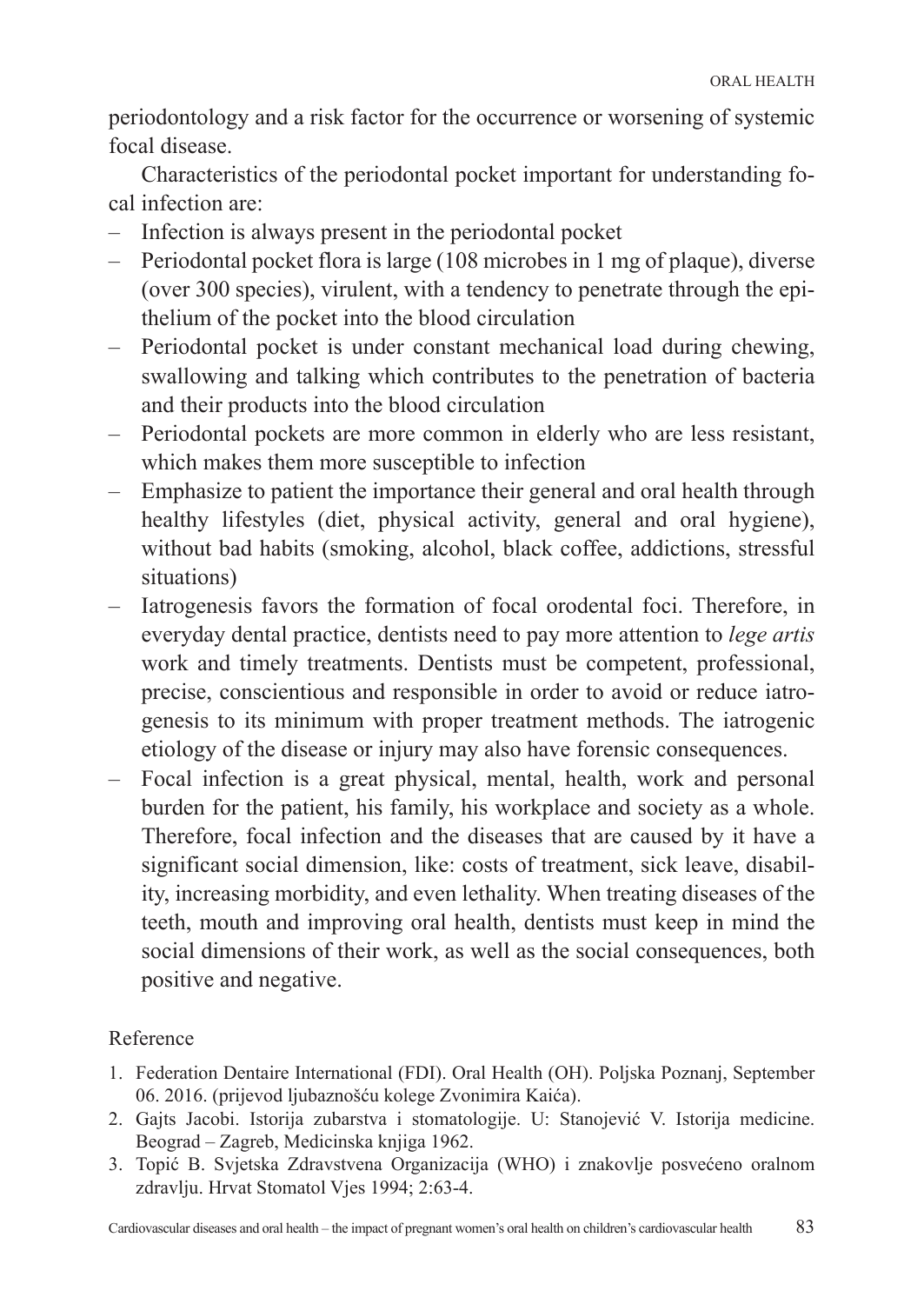periodontology and a risk factor for the occurrence or worsening of systemic focal disease.

Characteristics of the periodontal pocket important for understanding focal infection are:

– Infection is always present in the periodontal pocket
– Periodontal pocket flora is large (108 microbes in 1 mg of plaque), diverse (over 300 species), virulent, with a tendency to penetrate through the epithelium of the pocket into the blood circulation
– Periodontal pocket is under constant mechanical load during chewing, swallowing and talking which contributes to the penetration of bacteria and their products into the blood circulation
– Periodontal pockets are more common in elderly who are less resistant, which makes them more susceptible to infection
– Emphasize to patient the importance their general and oral health through healthy lifestyles (diet, physical activity, general and oral hygiene), without bad habits (smoking, alcohol, black coffee, addictions, stressful situations)
– Iatrogenesis favors the formation of focal orodental foci. Therefore, in everyday dental practice, dentists need to pay more attention to *lege artis* work and timely treatments. Dentists must be competent, professional, precise, conscientious and responsible in order to avoid or reduce iatrogenesis to its minimum with proper treatment methods. The iatrogenic etiology of the disease or injury may also have forensic consequences.
– Focal infection is a great physical, mental, health, work and personal burden for the patient, his family, his workplace and society as a whole. Therefore, focal infection and the diseases that are caused by it have a significant social dimension, like: costs of treatment, sick leave, disability, increasing morbidity, and even lethality. When treating diseases of the teeth, mouth and improving oral health, dentists must keep in mind the social dimensions of their work, as well as the social consequences, both positive and negative.

Reference

1. Federation Dentaire International (FDI). Oral Health (OH). Poljska Poznanj, September 06. 2016. (prijevod ljubaznošću kolege Zvonimira Kaića).
2. Gajts Jacobi. Istorija zubarstva i stomatologije. U: Stanojević V. Istorija medicine. Beograd – Zagreb, Medicinska knjiga 1962.
3. Topić B. Svjetska Zdravstvena Organizacija (WHO) i znakovlje posvećeno oralnom zdravlju. Hrvat Stomatol Vjes 1994; 2:63-4.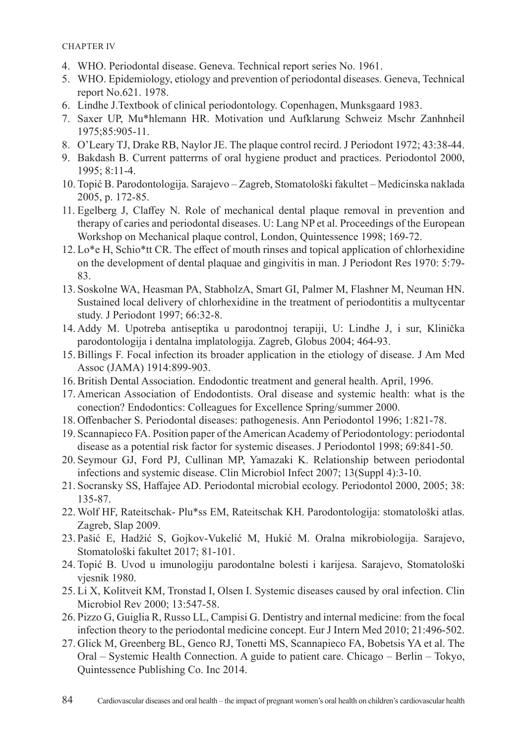4. WHO. Periodontal disease. Geneva. Technical report series No. 1961.
5. WHO. Epidemiology, etiology and prevention of periodontal diseases. Geneva, Technical report No.621. 1978.
6. Lindhe J.Textbook of clinical periodontology. Copenhagen, Munksgaard 1983.
7. Saxer UP, Mu*hlemann HR. Motivation und Aufklarung Schweiz Mschr Zanhnheil 1975;85:905-11.
8. O'Leary TJ, Drake RB, Naylor JE. The plaque control recird. J Periodont 1972; 43:38-44.
9. Bakdash B. Current patterrns of oral hygiene product and practices. Periodontol 2000, 1995; 8:11-4.
10. Topić B. Parodontologija. Sarajevo – Zagreb, Stomatološki fakultet – Medicinska naklada 2005, p. 172-85.
11. Egelberg J, Claffey N. Role of mechanical dental plaque removal in prevention and therapy of caries and periodontal diseases. U: Lang NP et al. Proceedings of the European Workshop on Mechanical plaque control, London, Quintessence 1998; 169-72.
12. Lo*e H, Schio*tt CR. The effect of mouth rinses and topical application of chlorhexidine on the development of dental plaquae and gingivitis in man. J Periodont Res 1970: 5:79-83.
13. Soskolne WA, Heasman PA, StabholzA, Smart GI, Palmer M, Flashner M, Neuman HN. Sustained local delivery of chlorhexidine in the treatment of periodontitis a multycentar study. J Periodont 1997; 66:32-8.
14. Addy M. Upotreba antiseptika u parodontnoj terapiji, U: Lindhe J, i sur, Klinička parodontologija i dentalna implatologija. Zagreb, Globus 2004; 464-93.
15. Billings F. Focal infection its broader application in the etiology of disease. J Am Med Assoc (JAMA) 1914:899-903.
16. British Dental Association. Endodontic treatment and general health. April, 1996.
17. American Association of Endodontists. Oral disease and systemic health: what is the conection? Endodontics: Colleagues for Excellence Spring/summer 2000.
18. Offenbacher S. Periodontal diseases: pathogenesis. Ann Periodontol 1996; 1:821-78.
19. Scannapieco FA. Position paper of the American Academy of Periodontology: periodontal disease as a potential risk factor for systemic diseases. J Periodontol 1998; 69:841-50.
20. Seymour GJ, Ford PJ, Cullinan MP, Yamazaki K. Relationship between periodontal infections and systemic disease. Clin Microbiol Infect 2007; 13(Suppl 4):3-10.
21. Socransky SS, Haffajee AD. Periodontal microbial ecology. Periodontol 2000, 2005; 38: 135-87.
22. Wolf HF, Rateitschak- Plu*ss EM, Rateitschak KH. Parodontologija: stomatološki atlas. Zagreb, Slap 2009.
23. Pašić E, Hadžić S, Gojkov-Vukelić M, Hukić M. Oralna mikrobiologija. Sarajevo, Stomatološki fakultet 2017; 81-101.
24. Topić B. Uvod u imunologiju parodontalne bolesti i karijesa. Sarajevo, Stomatološki vjesnik 1980.
25. Li X, Kolitveit KM, Tronstad I, Olsen I. Systemic diseases caused by oral infection. Clin Microbiol Rev 2000; 13:547-58.
26. Pizzo G, Guiglia R, Russo LL, Campisi G. Dentistry and internal medicine: from the focal infection theory to the periodontal medicine concept. Eur J Intern Med 2010; 21:496-502.
27. Glick M, Greenberg BL, Genco RJ, Tonetti MS, Scannapieco FA, Bobetsis YA et al. The Oral – Systemic Health Connection. A guide to patient care. Chicago – Berlin – Tokyo, Quintessence Publishing Co. Inc 2014.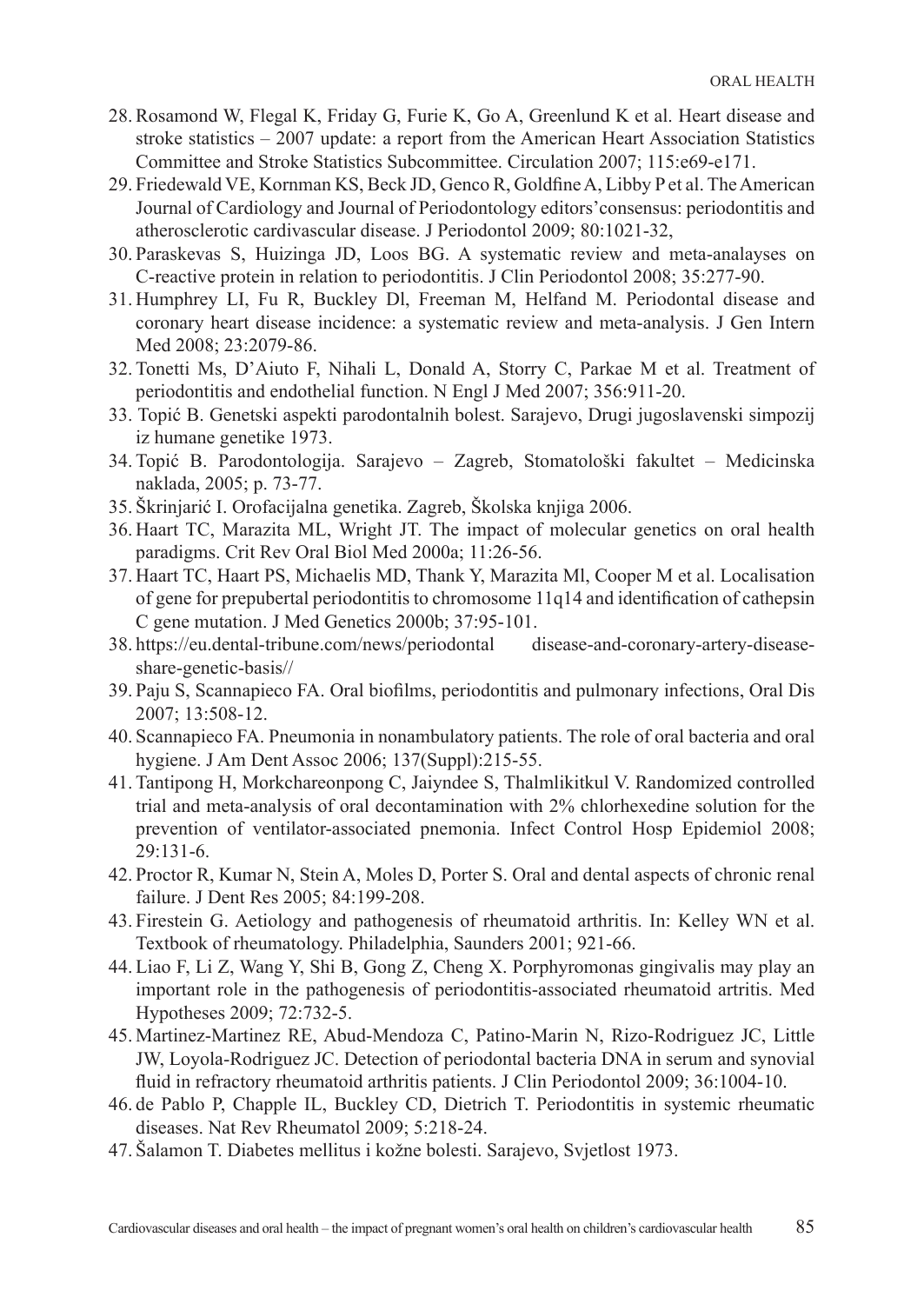28. Rosamond W, Flegal K, Friday G, Furie K, Go A, Greenlund K et al. Heart disease and stroke statistics – 2007 update: a report from the American Heart Association Statistics Committee and Stroke Statistics Subcommittee. Circulation 2007; 115:e69-e171.
29. Friedewald VE, Kornman KS, Beck JD, Genco R, Goldfine A, Libby P et al. The American Journal of Cardiology and Journal of Periodontology editors'consensus: periodontitis and atherosclerotic cardivascular disease. J Periodontol 2009; 80:1021-32,
30. Paraskevas S, Huizinga JD, Loos BG. A systematic review and meta-analayses on C-reactive protein in relation to periodontitis. J Clin Periodontol 2008; 35:277-90.
31. Humphrey LI, Fu R, Buckley Dl, Freeman M, Helfand M. Periodontal disease and coronary heart disease incidence: a systematic review and meta-analysis. J Gen Intern Med 2008; 23:2079-86.
32. Tonetti Ms, D'Aiuto F, Nihali L, Donald A, Storry C, Parkae M et al. Treatment of periodontitis and endothelial function. N Engl J Med 2007; 356:911-20.
33. Topić B. Genetski aspekti parodontalnih bolest. Sarajevo, Drugi jugoslavenski simpozij iz humane genetike 1973.
34. Topić B. Parodontologija. Sarajevo – Zagreb, Stomatološki fakultet – Medicinska naklada, 2005; p. 73-77.
35. Škrinjarić I. Orofacijalna genetika. Zagreb, Školska knjiga 2006.
36. Haart TC, Marazita ML, Wright JT. The impact of molecular genetics on oral health paradigms. Crit Rev Oral Biol Med 2000a; 11:26-56.
37. Haart TC, Haart PS, Michaelis MD, Thank Y, Marazita Ml, Cooper M et al. Localisation of gene for prepubertal periodontitis to chromosome 11q14 and identification of cathepsin C gene mutation. J Med Genetics 2000b; 37:95-101.
38. https://eu.dental-tribune.com/news/periodontal disease-and-coronary-artery-disease-share-genetic-basis//
39. Paju S, Scannapieco FA. Oral biofilms, periodontitis and pulmonary infections, Oral Dis 2007; 13:508-12.
40. Scannapieco FA. Pneumonia in nonambulatory patients. The role of oral bacteria and oral hygiene. J Am Dent Assoc 2006; 137(Suppl):215-55.
41. Tantipong H, Morkchareonpong C, Jaiyndee S, Thalmlikitkul V. Randomized controlled trial and meta-analysis of oral decontamination with 2% chlorhexedine solution for the prevention of ventilator-associated pnemonia. Infect Control Hosp Epidemiol 2008; 29:131-6.
42. Proctor R, Kumar N, Stein A, Moles D, Porter S. Oral and dental aspects of chronic renal failure. J Dent Res 2005; 84:199-208.
43. Firestein G. Aetiology and pathogenesis of rheumatoid arthritis. In: Kelley WN et al. Textbook of rheumatology. Philadelphia, Saunders 2001; 921-66.
44. Liao F, Li Z, Wang Y, Shi B, Gong Z, Cheng X. Porphyromonas gingivalis may play an important role in the pathogenesis of periodontitis-associated rheumatoid artritis. Med Hypotheses 2009; 72:732-5.
45. Martinez-Martinez RE, Abud-Mendoza C, Patino-Marin N, Rizo-Rodriguez JC, Little JW, Loyola-Rodriguez JC. Detection of periodontal bacteria DNA in serum and synovial fluid in refractory rheumatoid arthritis patients. J Clin Periodontol 2009; 36:1004-10.
46. de Pablo P, Chapple IL, Buckley CD, Dietrich T. Periodontitis in systemic rheumatic diseases. Nat Rev Rheumatol 2009; 5:218-24.
47. Šalamon T. Diabetes mellitus i kožne bolesti. Sarajevo, Svjetlost 1973.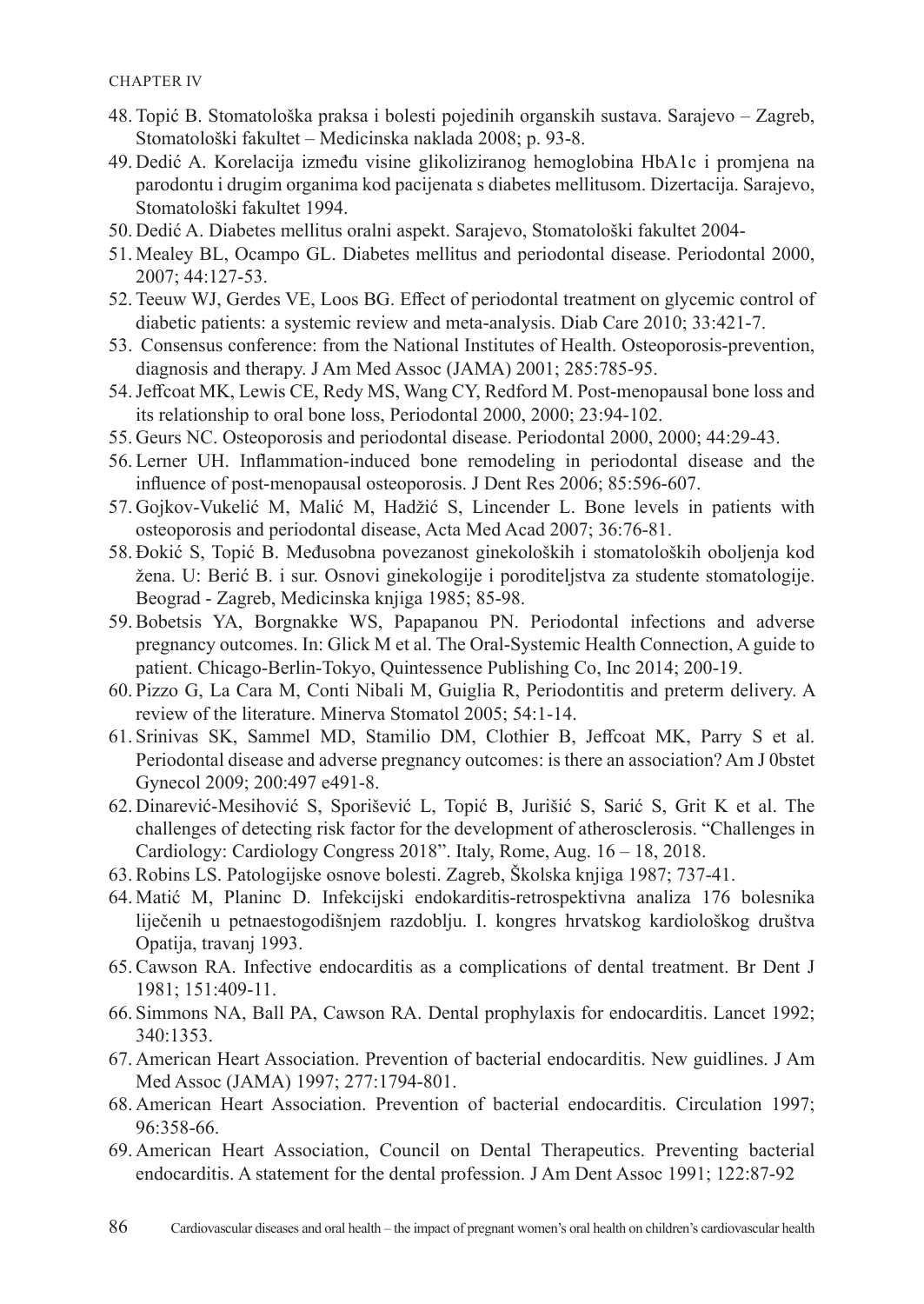48. Topić B. Stomatološka praksa i bolesti pojedinih organskih sustava. Sarajevo – Zagreb, Stomatološki fakultet – Medicinska naklada 2008; p. 93-8.
49. Dedić A. Korelacija između visine glikoliziranog hemoglobina HbA1c i promjena na parodontu i drugim organima kod pacijenata s diabetes mellitusom. Dizertacija. Sarajevo, Stomatološki fakultet 1994.
50. Dedić A. Diabetes mellitus oralni aspekt. Sarajevo, Stomatološki fakultet 2004-
51. Mealey BL, Ocampo GL. Diabetes mellitus and periodontal disease. Periodontal 2000, 2007; 44:127-53.
52. Teeuw WJ, Gerdes VE, Loos BG. Effect of periodontal treatment on glycemic control of diabetic patients: a systemic review and meta-analysis. Diab Care 2010; 33:421-7.
53. Consensus conference: from the National Institutes of Health. Osteoporosis-prevention, diagnosis and therapy. J Am Med Assoc (JAMA) 2001; 285:785-95.
54. Jeffcoat MK, Lewis CE, Redy MS, Wang CY, Redford M. Post-menopausal bone loss and its relationship to oral bone loss, Periodontal 2000, 2000; 23:94-102.
55. Geurs NC. Osteoporosis and periodontal disease. Periodontal 2000, 2000; 44:29-43.
56. Lerner UH. Inflammation-induced bone remodeling in periodontal disease and the influence of post-menopausal osteoporosis. J Dent Res 2006; 85:596-607.
57. Gojkov-Vukelić M, Malić M, Hadžić S, Lincender L. Bone levels in patients with osteoporosis and periodontal disease, Acta Med Acad 2007; 36:76-81.
58. Đokić S, Topić B. Međusobna povezanost ginekoloških i stomatoloških oboljenja kod žena. U: Berić B. i sur. Osnovi ginekologije i poroditeljstva za studente stomatologije. Beograd - Zagreb, Medicinska knjiga 1985; 85-98.
59. Bobetsis YA, Borgnakke WS, Papapanou PN. Periodontal infections and adverse pregnancy outcomes. In: Glick M et al. The Oral-Systemic Health Connection, A guide to patient. Chicago-Berlin-Tokyo, Quintessence Publishing Co, Inc 2014; 200-19.
60. Pizzo G, La Cara M, Conti Nibali M, Guiglia R, Periodontitis and preterm delivery. A review of the literature. Minerva Stomatol 2005; 54:1-14.
61. Srinivas SK, Sammel MD, Stamilio DM, Clothier B, Jeffcoat MK, Parry S et al. Periodontal disease and adverse pregnancy outcomes: is there an association? Am J 0bstet Gynecol 2009; 200:497 e491-8.
62. Dinarević-Mesihović S, Sporišević L, Topić B, Jurišić S, Sarić S, Grit K et al. The challenges of detecting risk factor for the development of atherosclerosis. "Challenges in Cardiology: Cardiology Congress 2018". Italy, Rome, Aug. 16 – 18, 2018.
63. Robins LS. Patologijske osnove bolesti. Zagreb, Školska knjiga 1987; 737-41.
64. Matić M, Planinc D. Infekcijski endokarditis-retrospektivna analiza 176 bolesnika liječenih u petnaestogodišnjem razdoblju. I. kongres hrvatskog kardiološkog društva Opatija, travanj 1993.
65. Cawson RA. Infective endocarditis as a complications of dental treatment. Br Dent J 1981; 151:409-11.
66. Simmons NA, Ball PA, Cawson RA. Dental prophylaxis for endocarditis. Lancet 1992; 340:1353.
67. American Heart Association. Prevention of bacterial endocarditis. New guidlines. J Am Med Assoc (JAMA) 1997; 277:1794-801.
68. American Heart Association. Prevention of bacterial endocarditis. Circulation 1997; 96:358-66.
69. American Heart Association, Council on Dental Therapeutics. Preventing bacterial endocarditis. A statement for the dental profession. J Am Dent Assoc 1991; 122:87-92